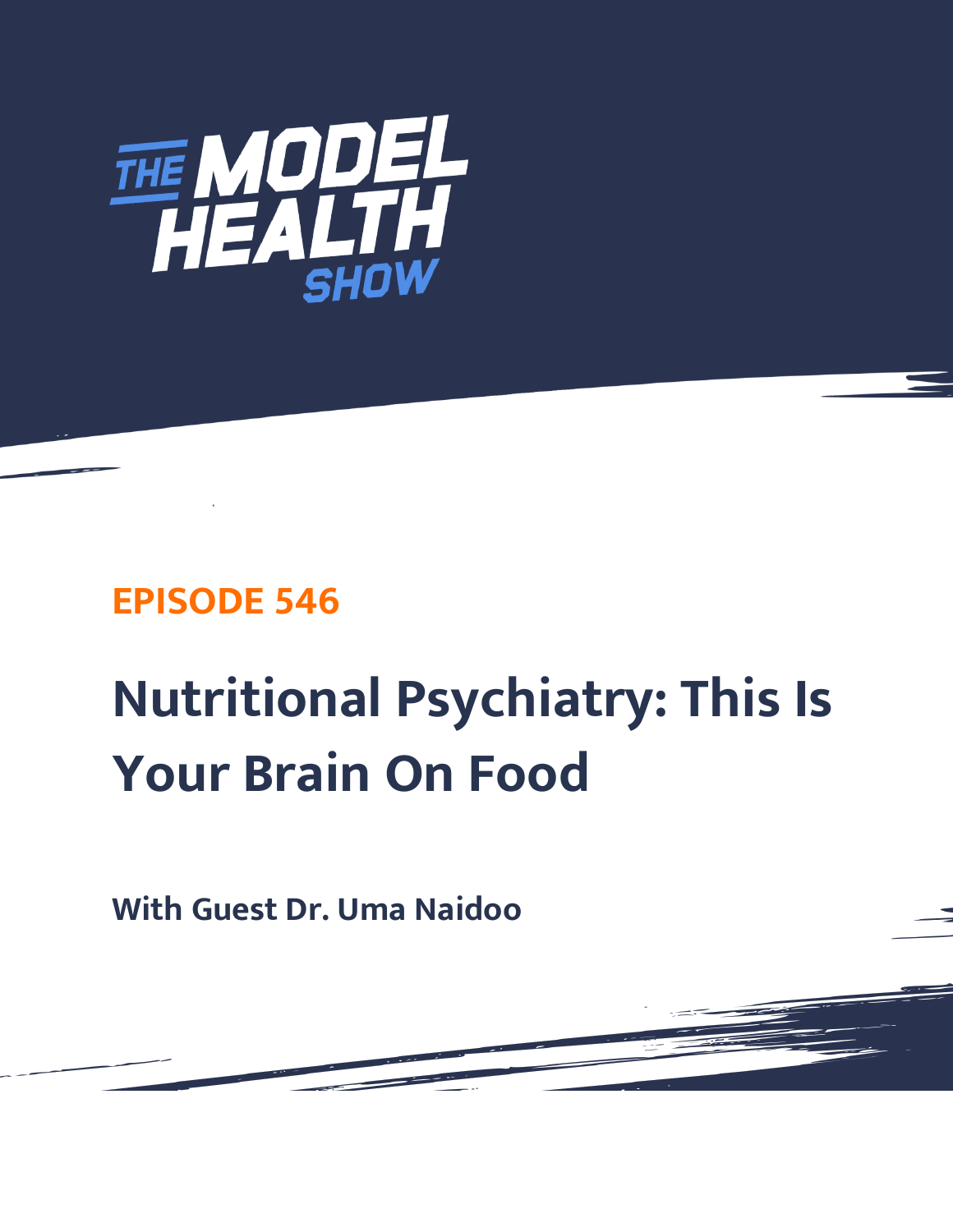# THE MODEL HEALTH SHOW

## EPISODE 546

# Nutritional Psychiatry: This Is Your Brain On Food

**With Guest Dr. Uma Naidoo**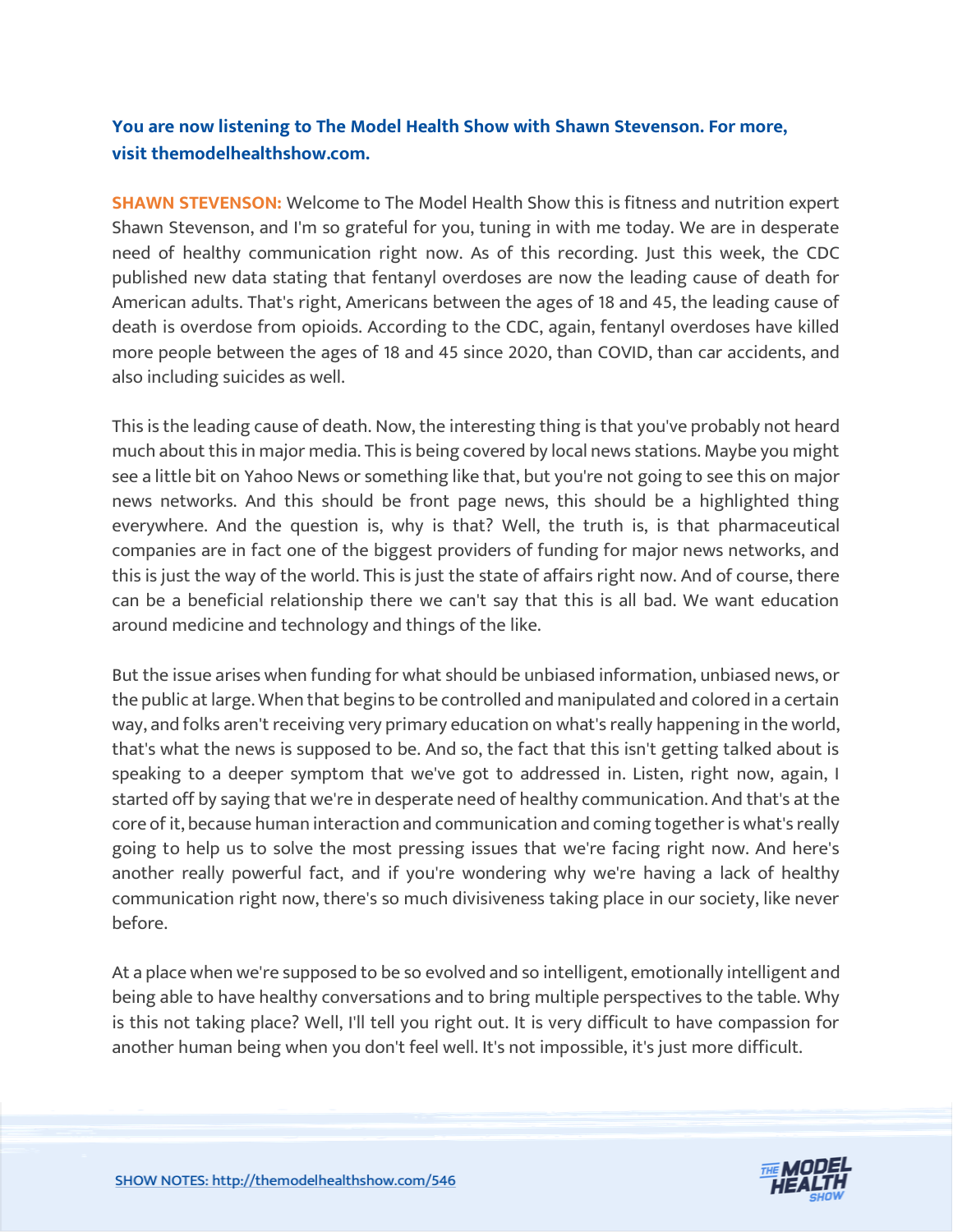**You are now listening to The Model Health Show with Shawn Stevenson. For more, visit themodelhealthshow.com.**

**SHAWN STEVENSON:** Welcome to The Model Health Show this is fitness and nutrition expert Shawn Stevenson, and I'm so grateful for you, tuning in with me today. We are in desperate need of healthy communication right now. As of this recording. Just this week, the CDC published new data stating that fentanyl overdoses are now the leading cause of death for American adults. That's right, Americans between the ages of 18 and 45, the leading cause of death is overdose from opioids. According to the CDC, again, fentanyl overdoses have killed more people between the ages of 18 and 45 since 2020, than COVID, than car accidents, and also including suicides as well.

This is the leading cause of death. Now, the interesting thing is that you've probably not heard much about this in major media. This is being covered by local news stations. Maybe you might see a little bit on Yahoo News or something like that, but you're not going to see this on major news networks. And this should be front page news, this should be a highlighted thing everywhere. And the question is, why is that? Well, the truth is, is that pharmaceutical companies are in fact one of the biggest providers of funding for major news networks, and this is just the way of the world. This is just the state of affairs right now. And of course, there can be a beneficial relationship there we can't say that this is all bad. We want education around medicine and technology and things of the like.

But the issue arises when funding for what should be unbiased information, unbiased news, or the public at large. When that begins to be controlled and manipulated and colored in a certain way, and folks aren't receiving very primary education on what's really happening in the world, that's what the news is supposed to be. And so, the fact that this isn't getting talked about is speaking to a deeper symptom that we've got to addressed in. Listen, right now, again, I started off by saying that we're in desperate need of healthy communication. And that's at the core of it, because human interaction and communication and coming together is what's really going to help us to solve the most pressing issues that we're facing right now. And here's another really powerful fact, and if you're wondering why we're having a lack of healthy communication right now, there's so much divisiveness taking place in our society, like never before.

At a place when we're supposed to be so evolved and so intelligent, emotionally intelligent and being able to have healthy conversations and to bring multiple perspectives to the table. Why is this not taking place? Well, I'll tell you right out. It is very difficult to have compassion for another human being when you don't feel well. It's not impossible, it's just more difficult.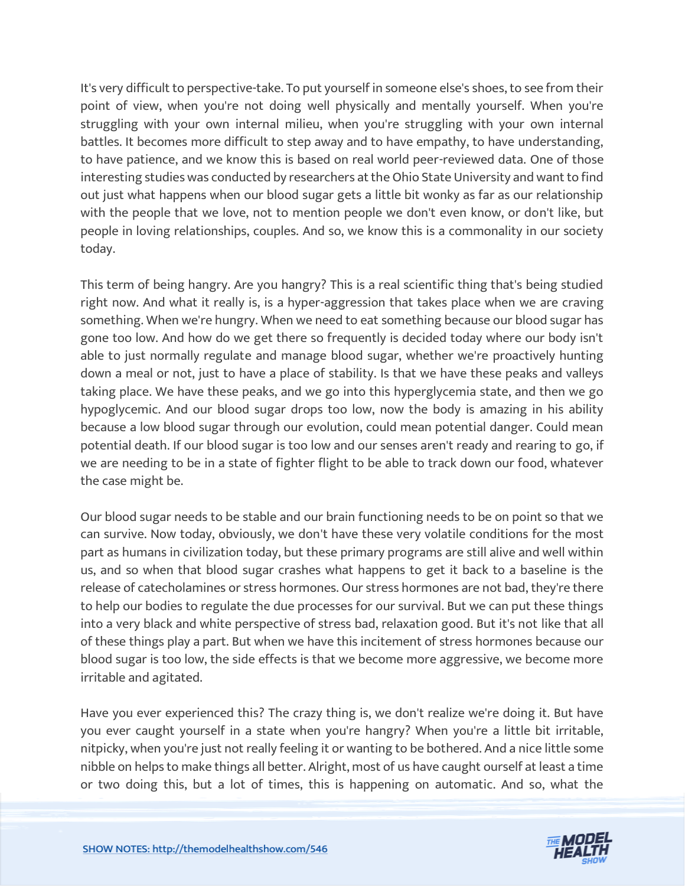It's very difficult to perspective-take. To put yourself in someone else's shoes, to see from their point of view, when you're not doing well physically and mentally yourself. When you're struggling with your own internal milieu, when you're struggling with your own internal battles. It becomes more difficult to step away and to have empathy, to have understanding, to have patience, and we know this is based on real world peer-reviewed data. One of those interesting studies was conducted by researchers at the Ohio State University and want to find out just what happens when our blood sugar gets a little bit wonky as far as our relationship with the people that we love, not to mention people we don't even know, or don't like, but people in loving relationships, couples. And so, we know this is a commonality in our society today.

This term of being hangry. Are you hangry? This is a real scientific thing that's being studied right now. And what it really is, is a hyper-aggression that takes place when we are craving something. When we're hungry. When we need to eat something because our blood sugar has gone too low. And how do we get there so frequently is decided today where our body isn't able to just normally regulate and manage blood sugar, whether we're proactively hunting down a meal or not, just to have a place of stability. Is that we have these peaks and valleys taking place. We have these peaks, and we go into this hyperglycemia state, and then we go hypoglycemic. And our blood sugar drops too low, now the body is amazing in his ability because a low blood sugar through our evolution, could mean potential danger. Could mean potential death. If our blood sugar is too low and our senses aren't ready and rearing to go, if we are needing to be in a state of fighter flight to be able to track down our food, whatever the case might be.

Our blood sugar needs to be stable and our brain functioning needs to be on point so that we can survive. Now today, obviously, we don't have these very volatile conditions for the most part as humans in civilization today, but these primary programs are still alive and well within us, and so when that blood sugar crashes what happens to get it back to a baseline is the release of catecholamines or stress hormones. Our stress hormones are not bad, they're there to help our bodies to regulate the due processes for our survival. But we can put these things into a very black and white perspective of stress bad, relaxation good. But it's not like that all of these things play a part. But when we have this incitement of stress hormones because our blood sugar is too low, the side effects is that we become more aggressive, we become more irritable and agitated.

Have you ever experienced this? The crazy thing is, we don't realize we're doing it. But have you ever caught yourself in a state when you're hangry? When you're a little bit irritable, nitpicky, when you're just not really feeling it or wanting to be bothered. And a nice little some nibble on helps to make things all better. Alright, most of us have caught ourself at least a time or two doing this, but a lot of times, this is happening on automatic. And so, what the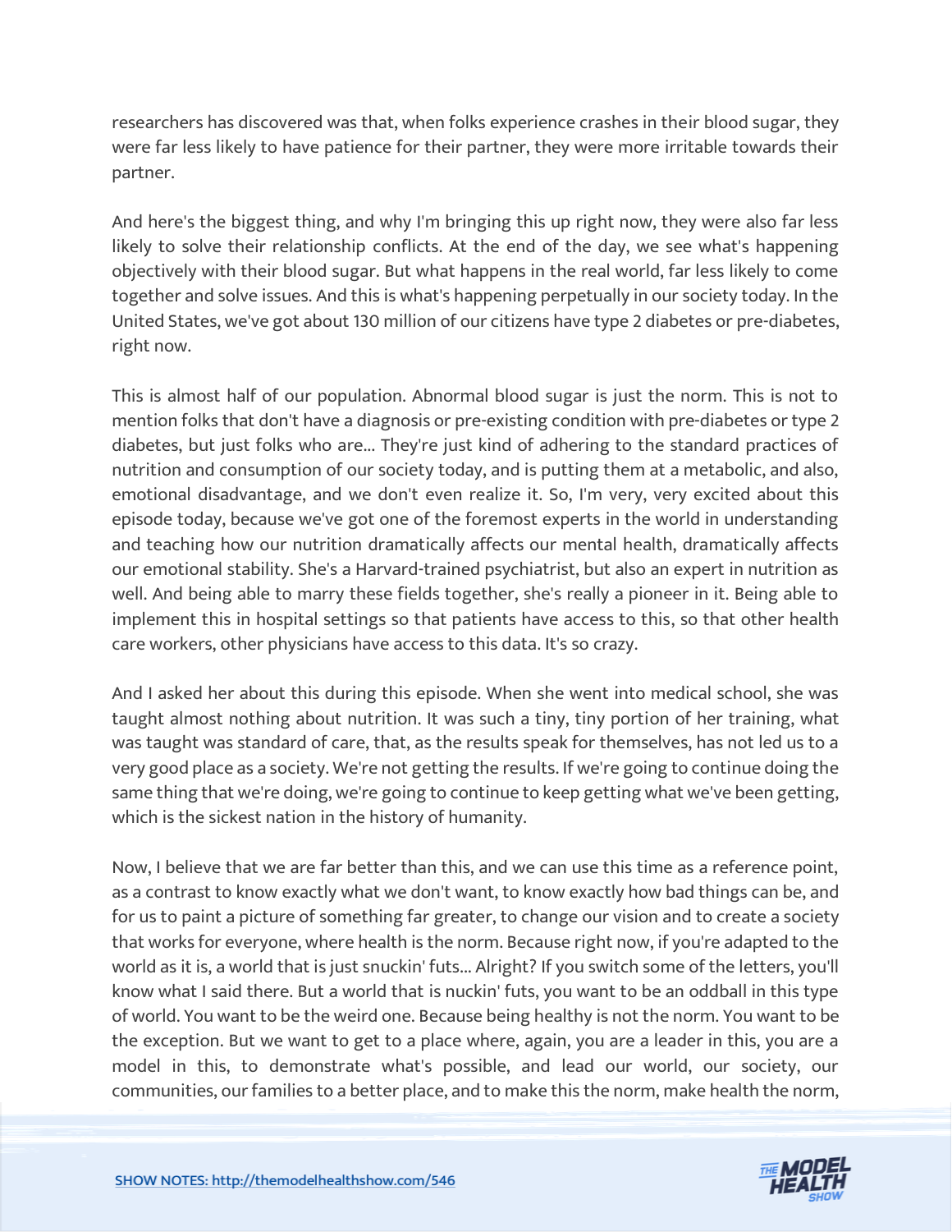researchers has discovered was that, when folks experience crashes in their blood sugar, they were far less likely to have patience for their partner, they were more irritable towards their partner.

And here's the biggest thing, and why I'm bringing this up right now, they were also far less likely to solve their relationship conflicts. At the end of the day, we see what's happening objectively with their blood sugar. But what happens in the real world, far less likely to come together and solve issues. And this is what's happening perpetually in our society today. In the United States, we've got about 130 million of our citizens have type 2 diabetes or pre-diabetes, right now.

This is almost half of our population. Abnormal blood sugar is just the norm. This is not to mention folks that don't have a diagnosis or pre-existing condition with pre-diabetes or type 2 diabetes, but just folks who are... They're just kind of adhering to the standard practices of nutrition and consumption of our society today, and is putting them at a metabolic, and also, emotional disadvantage, and we don't even realize it. So, I'm very, very excited about this episode today, because we've got one of the foremost experts in the world in understanding and teaching how our nutrition dramatically affects our mental health, dramatically affects our emotional stability. She's a Harvard-trained psychiatrist, but also an expert in nutrition as well. And being able to marry these fields together, she's really a pioneer in it. Being able to implement this in hospital settings so that patients have access to this, so that other health care workers, other physicians have access to this data. It's so crazy.

And I asked her about this during this episode. When she went into medical school, she was taught almost nothing about nutrition. It was such a tiny, tiny portion of her training, what was taught was standard of care, that, as the results speak for themselves, has not led us to a very good place as a society. We're not getting the results. If we're going to continue doing the same thing that we're doing, we're going to continue to keep getting what we've been getting, which is the sickest nation in the history of humanity.

Now, I believe that we are far better than this, and we can use this time as a reference point, as a contrast to know exactly what we don't want, to know exactly how bad things can be, and for us to paint a picture of something far greater, to change our vision and to create a society that works for everyone, where health is the norm. Because right now, if you're adapted to the world as it is, a world that is just snuckin' futs... Alright? If you switch some of the letters, you'll know what I said there. But a world that is nuckin' futs, you want to be an oddball in this type of world. You want to be the weird one. Because being healthy is not the norm. You want to be the exception. But we want to get to a place where, again, you are a leader in this, you are a model in this, to demonstrate what's possible, and lead our world, our society, our communities, our families to a better place, and to make this the norm, make health the norm,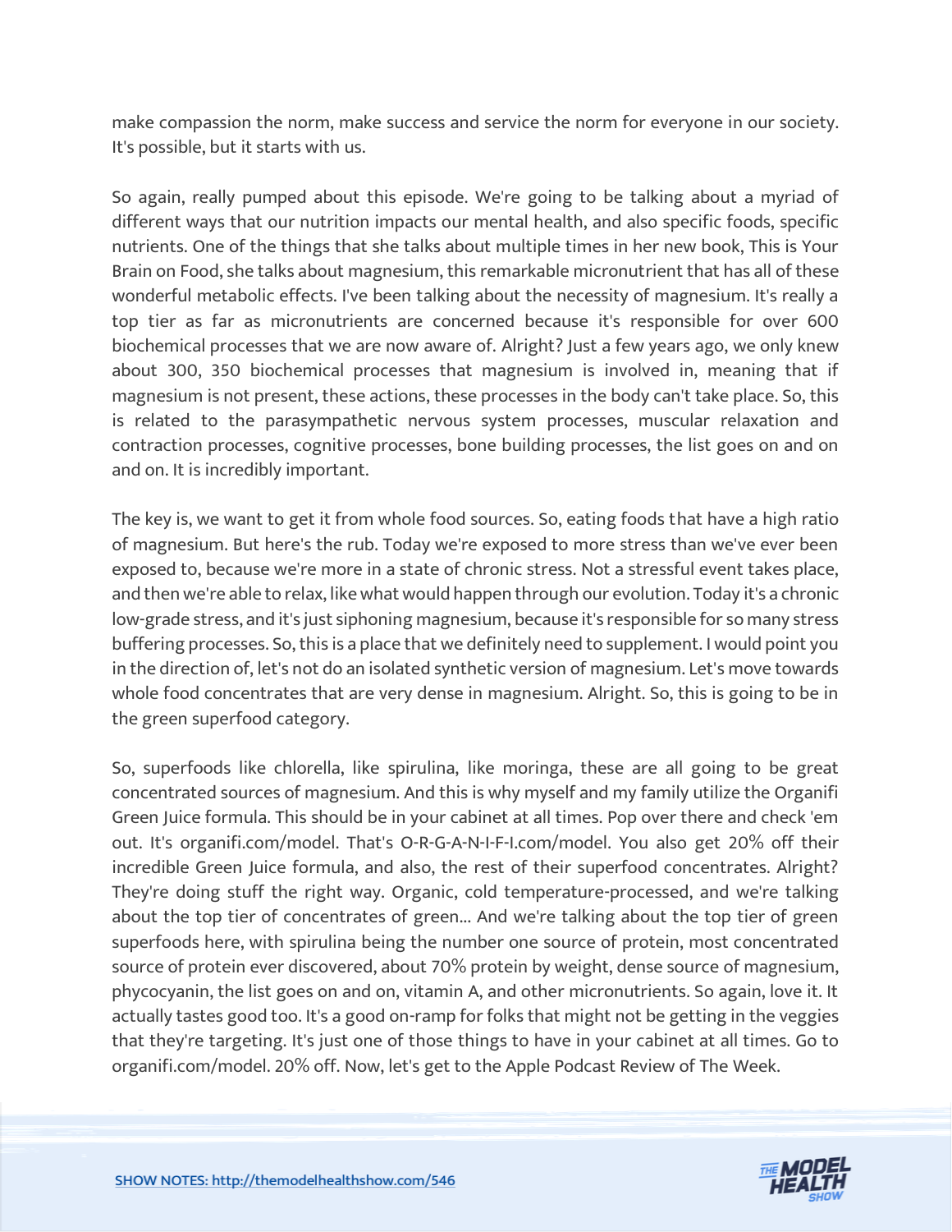make compassion the norm, make success and service the norm for everyone in our society. It's possible, but it starts with us.

So again, really pumped about this episode. We're going to be talking about a myriad of different ways that our nutrition impacts our mental health, and also specific foods, specific nutrients. One of the things that she talks about multiple times in her new book, This is Your Brain on Food, she talks about magnesium, this remarkable micronutrient that has all of these wonderful metabolic effects. I've been talking about the necessity of magnesium. It's really a top tier as far as micronutrients are concerned because it's responsible for over 600 biochemical processes that we are now aware of. Alright? Just a few years ago, we only knew about 300, 350 biochemical processes that magnesium is involved in, meaning that if magnesium is not present, these actions, these processes in the body can't take place. So, this is related to the parasympathetic nervous system processes, muscular relaxation and contraction processes, cognitive processes, bone building processes, the list goes on and on and on. It is incredibly important.

The key is, we want to get it from whole food sources. So, eating foods that have a high ratio of magnesium. But here's the rub. Today we're exposed to more stress than we've ever been exposed to, because we're more in a state of chronic stress. Not a stressful event takes place, and then we're able to relax, like what would happen through our evolution. Today it's a chronic low-grade stress, and it's just siphoning magnesium, because it's responsible for so many stress buffering processes. So, this is a place that we definitely need to supplement. I would point you in the direction of, let's not do an isolated synthetic version of magnesium. Let's move towards whole food concentrates that are very dense in magnesium. Alright. So, this is going to be in the green superfood category.

So, superfoods like chlorella, like spirulina, like moringa, these are all going to be great concentrated sources of magnesium. And this is why myself and my family utilize the Organifi Green Juice formula. This should be in your cabinet at all times. Pop over there and check 'em out. It's organifi.com/model. That's O-R-G-A-N-I-F-I.com/model. You also get 20% off their incredible Green Juice formula, and also, the rest of their superfood concentrates. Alright? They're doing stuff the right way. Organic, cold temperature-processed, and we're talking about the top tier of concentrates of green... And we're talking about the top tier of green superfoods here, with spirulina being the number one source of protein, most concentrated source of protein ever discovered, about 70% protein by weight, dense source of magnesium, phycocyanin, the list goes on and on, vitamin A, and other micronutrients. So again, love it. It actually tastes good too. It's a good on-ramp for folks that might not be getting in the veggies that they're targeting. It's just one of those things to have in your cabinet at all times. Go to organifi.com/model. 20% off. Now, let's get to the Apple Podcast Review of The Week.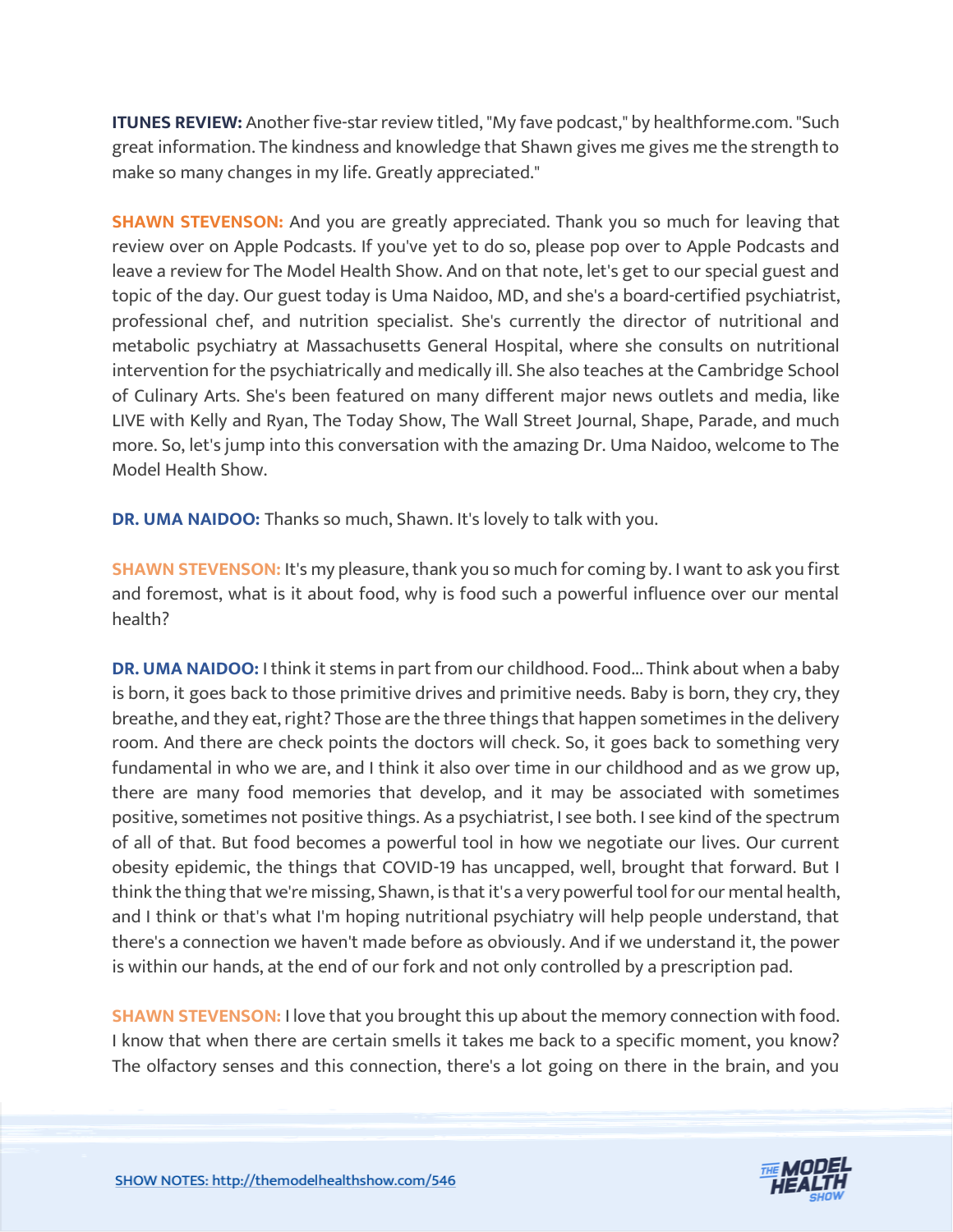**ITUNES REVIEW:** Another five-star review titled, "My fave podcast," by healthforme.com. "Such great information. The kindness and knowledge that Shawn gives me gives me the strength to make so many changes in my life. Greatly appreciated."

**SHAWN STEVENSON:** And you are greatly appreciated. Thank you so much for leaving that review over on Apple Podcasts. If you've yet to do so, please pop over to Apple Podcasts and leave a review for The Model Health Show. And on that note, let's get to our special guest and topic of the day. Our guest today is Uma Naidoo, MD, and she's a board-certified psychiatrist, professional chef, and nutrition specialist. She's currently the director of nutritional and metabolic psychiatry at Massachusetts General Hospital, where she consults on nutritional intervention for the psychiatrically and medically ill. She also teaches at the Cambridge School of Culinary Arts. She's been featured on many different major news outlets and media, like LIVE with Kelly and Ryan, The Today Show, The Wall Street Journal, Shape, Parade, and much more. So, let's jump into this conversation with the amazing Dr. Uma Naidoo, welcome to The Model Health Show.

**DR. UMA NAIDOO:** Thanks so much, Shawn. It's lovely to talk with you.

**SHAWN STEVENSON:** It's my pleasure, thank you so much for coming by. I want to ask you first and foremost, what is it about food, why is food such a powerful influence over our mental health?

**DR. UMA NAIDOO:** I think it stems in part from our childhood. Food... Think about when a baby is born, it goes back to those primitive drives and primitive needs. Baby is born, they cry, they breathe, and they eat, right? Those are the three things that happen sometimes in the delivery room. And there are check points the doctors will check. So, it goes back to something very fundamental in who we are, and I think it also over time in our childhood and as we grow up, there are many food memories that develop, and it may be associated with sometimes positive, sometimes not positive things. As a psychiatrist, I see both. I see kind of the spectrum of all of that. But food becomes a powerful tool in how we negotiate our lives. Our current obesity epidemic, the things that COVID-19 has uncapped, well, brought that forward. But I think the thing that we're missing, Shawn, is that it's a very powerful tool for our mental health, and I think or that's what I'm hoping nutritional psychiatry will help people understand, that there's a connection we haven't made before as obviously. And if we understand it, the power is within our hands, at the end of our fork and not only controlled by a prescription pad.

**SHAWN STEVENSON:** I love that you brought this up about the memory connection with food. I know that when there are certain smells it takes me back to a specific moment, you know? The olfactory senses and this connection, there's a lot going on there in the brain, and you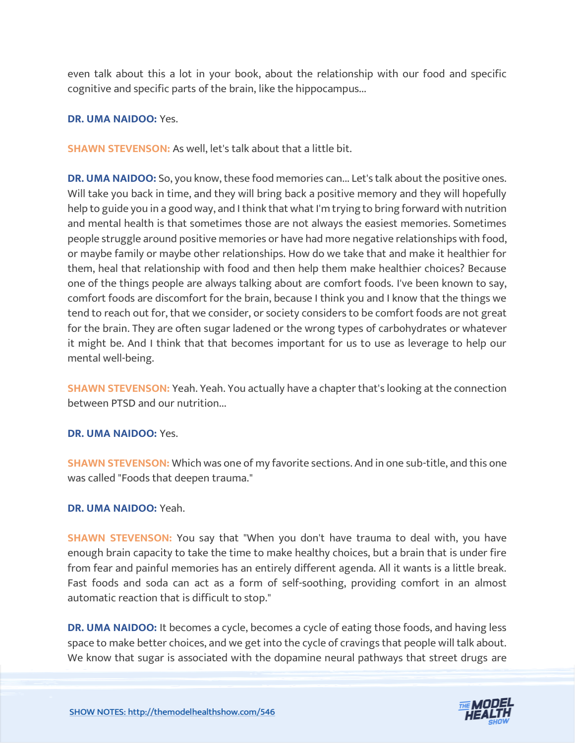even talk about this a lot in your book, about the relationship with our food and specific cognitive and specific parts of the brain, like the hippocampus...

**DR. UMA NAIDOO:** Yes.

**SHAWN STEVENSON:** As well, let's talk about that a little bit.

**DR. UMA NAIDOO:** So, you know, these food memories can... Let's talk about the positive ones. Will take you back in time, and they will bring back a positive memory and they will hopefully help to guide you in a good way, and I think that what I'm trying to bring forward with nutrition and mental health is that sometimes those are not always the easiest memories. Sometimes people struggle around positive memories or have had more negative relationships with food, or maybe family or maybe other relationships. How do we take that and make it healthier for them, heal that relationship with food and then help them make healthier choices? Because one of the things people are always talking about are comfort foods. I've been known to say, comfort foods are discomfort for the brain, because I think you and I know that the things we tend to reach out for, that we consider, or society considers to be comfort foods are not great for the brain. They are often sugar ladened or the wrong types of carbohydrates or whatever it might be. And I think that that becomes important for us to use as leverage to help our mental well-being.

**SHAWN STEVENSON:** Yeah. Yeah. You actually have a chapter that's looking at the connection between PTSD and our nutrition...

**DR. UMA NAIDOO:** Yes.

**SHAWN STEVENSON:** Which was one of my favorite sections. And in one sub-title, and this one was called "Foods that deepen trauma."

**DR. UMA NAIDOO:** Yeah.

**SHAWN STEVENSON:** You say that "When you don't have trauma to deal with, you have enough brain capacity to take the time to make healthy choices, but a brain that is under fire from fear and painful memories has an entirely different agenda. All it wants is a little break. Fast foods and soda can act as a form of self-soothing, providing comfort in an almost automatic reaction that is difficult to stop."

**DR. UMA NAIDOO:** It becomes a cycle, becomes a cycle of eating those foods, and having less space to make better choices, and we get into the cycle of cravings that people will talk about. We know that sugar is associated with the dopamine neural pathways that street drugs are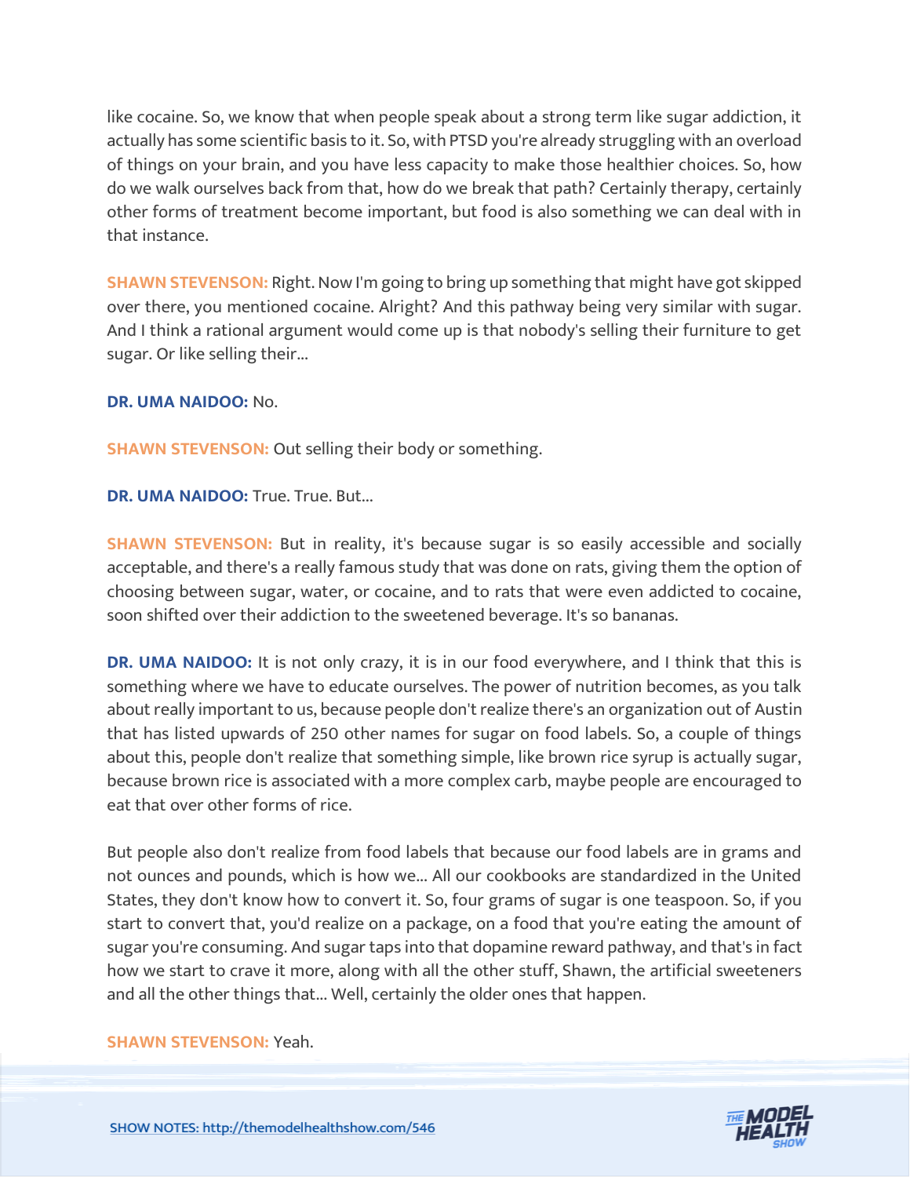like cocaine. So, we know that when people speak about a strong term like sugar addiction, it actually has some scientific basis to it. So, with PTSD you're already struggling with an overload of things on your brain, and you have less capacity to make those healthier choices. So, how do we walk ourselves back from that, how do we break that path? Certainly therapy, certainly other forms of treatment become important, but food is also something we can deal with in that instance.

**SHAWN STEVENSON:** Right. Now I'm going to bring up something that might have got skipped over there, you mentioned cocaine. Alright? And this pathway being very similar with sugar. And I think a rational argument would come up is that nobody's selling their furniture to get sugar. Or like selling their...

**DR. UMA NAIDOO:** No.

**SHAWN STEVENSON:** Out selling their body or something.

**DR. UMA NAIDOO:** True. True. But...

**SHAWN STEVENSON:** But in reality, it's because sugar is so easily accessible and socially acceptable, and there's a really famous study that was done on rats, giving them the option of choosing between sugar, water, or cocaine, and to rats that were even addicted to cocaine, soon shifted over their addiction to the sweetened beverage. It's so bananas.

**DR. UMA NAIDOO:** It is not only crazy, it is in our food everywhere, and I think that this is something where we have to educate ourselves. The power of nutrition becomes, as you talk about really important to us, because people don't realize there's an organization out of Austin that has listed upwards of 250 other names for sugar on food labels. So, a couple of things about this, people don't realize that something simple, like brown rice syrup is actually sugar, because brown rice is associated with a more complex carb, maybe people are encouraged to eat that over other forms of rice.

But people also don't realize from food labels that because our food labels are in grams and not ounces and pounds, which is how we... All our cookbooks are standardized in the United States, they don't know how to convert it. So, four grams of sugar is one teaspoon. So, if you start to convert that, you'd realize on a package, on a food that you're eating the amount of sugar you're consuming. And sugar taps into that dopamine reward pathway, and that's in fact how we start to crave it more, along with all the other stuff, Shawn, the artificial sweeteners and all the other things that... Well, certainly the older ones that happen.

**SHAWN STEVENSON:** Yeah.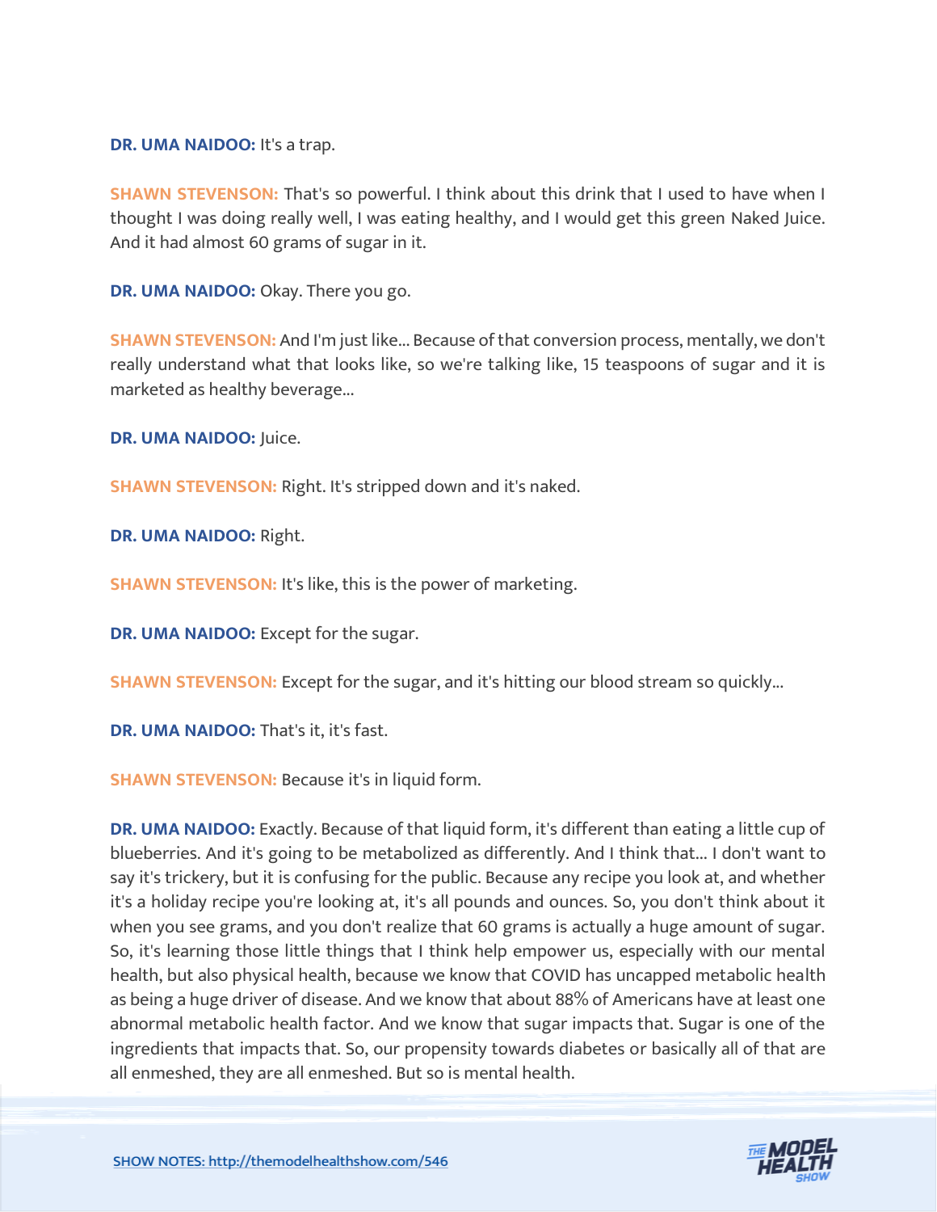**DR. UMA NAIDOO:** It's a trap.

**SHAWN STEVENSON:** That's so powerful. I think about this drink that I used to have when I thought I was doing really well, I was eating healthy, and I would get this green Naked Juice. And it had almost 60 grams of sugar in it.

**DR. UMA NAIDOO:** Okay. There you go.

**SHAWN STEVENSON:** And I'm just like... Because of that conversion process, mentally, we don't really understand what that looks like, so we're talking like, 15 teaspoons of sugar and it is marketed as healthy beverage...

**DR. UMA NAIDOO:** Juice.

**SHAWN STEVENSON:** Right. It's stripped down and it's naked.

**DR. UMA NAIDOO:** Right.

**SHAWN STEVENSON:** It's like, this is the power of marketing.

**DR. UMA NAIDOO:** Except for the sugar.

**SHAWN STEVENSON:** Except for the sugar, and it's hitting our blood stream so quickly...

**DR. UMA NAIDOO:** That's it, it's fast.

**SHAWN STEVENSON:** Because it's in liquid form.

**DR. UMA NAIDOO:** Exactly. Because of that liquid form, it's different than eating a little cup of blueberries. And it's going to be metabolized as differently. And I think that... I don't want to say it's trickery, but it is confusing for the public. Because any recipe you look at, and whether it's a holiday recipe you're looking at, it's all pounds and ounces. So, you don't think about it when you see grams, and you don't realize that 60 grams is actually a huge amount of sugar. So, it's learning those little things that I think help empower us, especially with our mental health, but also physical health, because we know that COVID has uncapped metabolic health as being a huge driver of disease. And we know that about 88% of Americans have at least one abnormal metabolic health factor. And we know that sugar impacts that. Sugar is one of the ingredients that impacts that. So, our propensity towards diabetes or basically all of that are all enmeshed, they are all enmeshed. But so is mental health.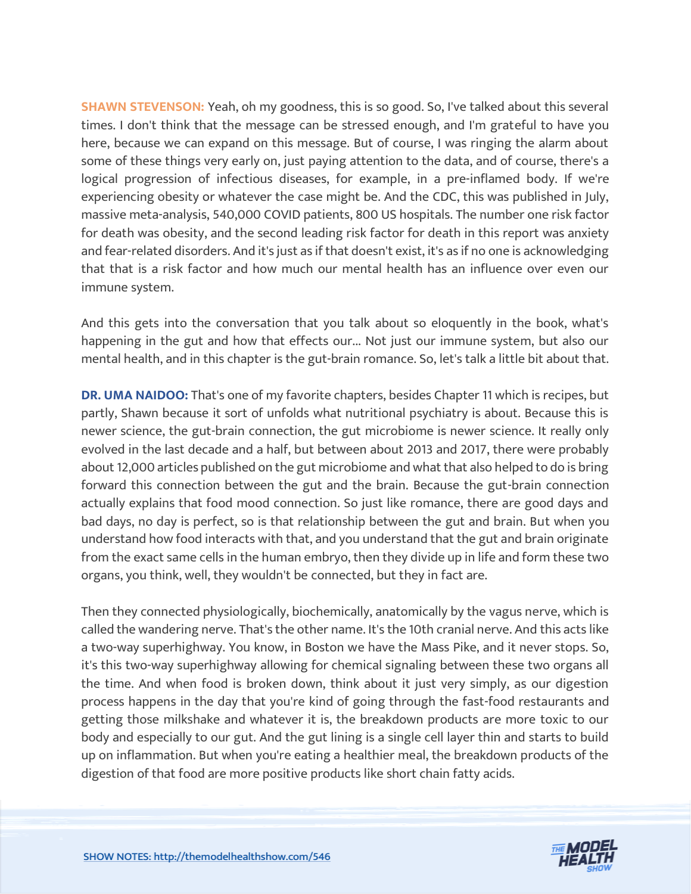**SHAWN STEVENSON:** Yeah, oh my goodness, this is so good. So, I've talked about this several times. I don't think that the message can be stressed enough, and I'm grateful to have you here, because we can expand on this message. But of course, I was ringing the alarm about some of these things very early on, just paying attention to the data, and of course, there's a logical progression of infectious diseases, for example, in a pre-inflamed body. If we're experiencing obesity or whatever the case might be. And the CDC, this was published in July, massive meta-analysis, 540,000 COVID patients, 800 US hospitals. The number one risk factor for death was obesity, and the second leading risk factor for death in this report was anxiety and fear-related disorders. And it's just as if that doesn't exist, it's as if no one is acknowledging that that is a risk factor and how much our mental health has an influence over even our immune system.

And this gets into the conversation that you talk about so eloquently in the book, what's happening in the gut and how that effects our... Not just our immune system, but also our mental health, and in this chapter is the gut-brain romance. So, let's talk a little bit about that.

**DR. UMA NAIDOO:** That's one of my favorite chapters, besides Chapter 11 which is recipes, but partly, Shawn because it sort of unfolds what nutritional psychiatry is about. Because this is newer science, the gut-brain connection, the gut microbiome is newer science. It really only evolved in the last decade and a half, but between about 2013 and 2017, there were probably about 12,000 articles published on the gut microbiome and what that also helped to do is bring forward this connection between the gut and the brain. Because the gut-brain connection actually explains that food mood connection. So just like romance, there are good days and bad days, no day is perfect, so is that relationship between the gut and brain. But when you understand how food interacts with that, and you understand that the gut and brain originate from the exact same cells in the human embryo, then they divide up in life and form these two organs, you think, well, they wouldn't be connected, but they in fact are.

Then they connected physiologically, biochemically, anatomically by the vagus nerve, which is called the wandering nerve. That's the other name. It's the 10th cranial nerve. And this acts like a two-way superhighway. You know, in Boston we have the Mass Pike, and it never stops. So, it's this two-way superhighway allowing for chemical signaling between these two organs all the time. And when food is broken down, think about it just very simply, as our digestion process happens in the day that you're kind of going through the fast-food restaurants and getting those milkshake and whatever it is, the breakdown products are more toxic to our body and especially to our gut. And the gut lining is a single cell layer thin and starts to build up on inflammation. But when you're eating a healthier meal, the breakdown products of the digestion of that food are more positive products like short chain fatty acids.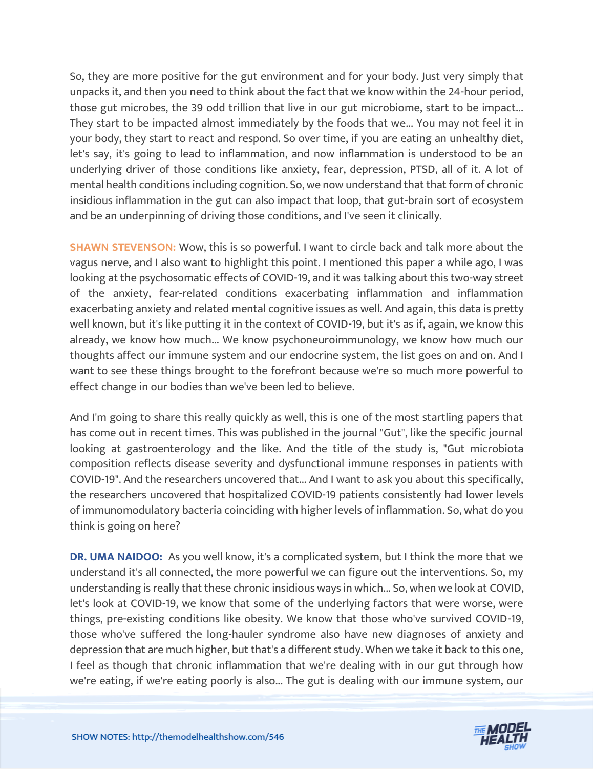So, they are more positive for the gut environment and for your body. Just very simply that unpacks it, and then you need to think about the fact that we know within the 24-hour period, those gut microbes, the 39 odd trillion that live in our gut microbiome, start to be impact... They start to be impacted almost immediately by the foods that we... You may not feel it in your body, they start to react and respond. So over time, if you are eating an unhealthy diet, let's say, it's going to lead to inflammation, and now inflammation is understood to be an underlying driver of those conditions like anxiety, fear, depression, PTSD, all of it. A lot of mental health conditions including cognition. So, we now understand that that form of chronic insidious inflammation in the gut can also impact that loop, that gut-brain sort of ecosystem and be an underpinning of driving those conditions, and I've seen it clinically.

**SHAWN STEVENSON:** Wow, this is so powerful. I want to circle back and talk more about the vagus nerve, and I also want to highlight this point. I mentioned this paper a while ago, I was looking at the psychosomatic effects of COVID-19, and it was talking about this two-way street of the anxiety, fear-related conditions exacerbating inflammation and inflammation exacerbating anxiety and related mental cognitive issues as well. And again, this data is pretty well known, but it's like putting it in the context of COVID-19, but it's as if, again, we know this already, we know how much... We know psychoneuroimmunology, we know how much our thoughts affect our immune system and our endocrine system, the list goes on and on. And I want to see these things brought to the forefront because we're so much more powerful to effect change in our bodies than we've been led to believe.

And I'm going to share this really quickly as well, this is one of the most startling papers that has come out in recent times. This was published in the journal "Gut", like the specific journal looking at gastroenterology and the like. And the title of the study is, "Gut microbiota composition reflects disease severity and dysfunctional immune responses in patients with COVID-19". And the researchers uncovered that... And I want to ask you about this specifically, the researchers uncovered that hospitalized COVID-19 patients consistently had lower levels of immunomodulatory bacteria coinciding with higher levels of inflammation. So, what do you think is going on here?

**DR. UMA NAIDOO:** As you well know, it's a complicated system, but I think the more that we understand it's all connected, the more powerful we can figure out the interventions. So, my understanding is really that these chronic insidious ways in which... So, when we look at COVID, let's look at COVID-19, we know that some of the underlying factors that were worse, were things, pre-existing conditions like obesity. We know that those who've survived COVID-19, those who've suffered the long-hauler syndrome also have new diagnoses of anxiety and depression that are much higher, but that's a different study. When we take it back to this one, I feel as though that chronic inflammation that we're dealing with in our gut through how we're eating, if we're eating poorly is also... The gut is dealing with our immune system, our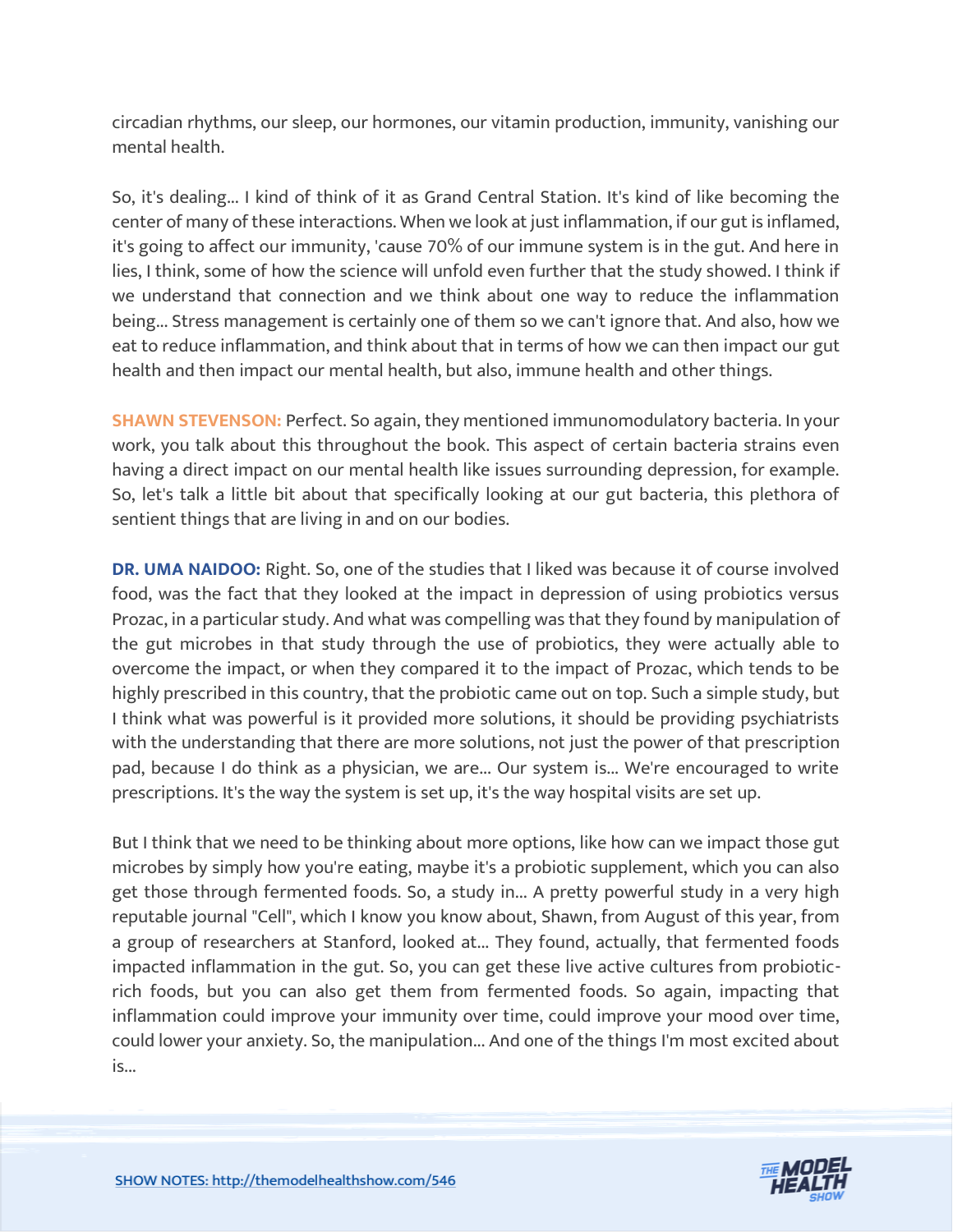circadian rhythms, our sleep, our hormones, our vitamin production, immunity, vanishing our mental health.

So, it's dealing... I kind of think of it as Grand Central Station. It's kind of like becoming the center of many of these interactions. When we look at just inflammation, if our gut is inflamed, it's going to affect our immunity, 'cause 70% of our immune system is in the gut. And here in lies, I think, some of how the science will unfold even further that the study showed. I think if we understand that connection and we think about one way to reduce the inflammation being... Stress management is certainly one of them so we can't ignore that. And also, how we eat to reduce inflammation, and think about that in terms of how we can then impact our gut health and then impact our mental health, but also, immune health and other things.

**SHAWN STEVENSON:** Perfect. So again, they mentioned immunomodulatory bacteria. In your work, you talk about this throughout the book. This aspect of certain bacteria strains even having a direct impact on our mental health like issues surrounding depression, for example. So, let's talk a little bit about that specifically looking at our gut bacteria, this plethora of sentient things that are living in and on our bodies.

**DR. UMA NAIDOO:** Right. So, one of the studies that I liked was because it of course involved food, was the fact that they looked at the impact in depression of using probiotics versus Prozac, in a particular study. And what was compelling was that they found by manipulation of the gut microbes in that study through the use of probiotics, they were actually able to overcome the impact, or when they compared it to the impact of Prozac, which tends to be highly prescribed in this country, that the probiotic came out on top. Such a simple study, but I think what was powerful is it provided more solutions, it should be providing psychiatrists with the understanding that there are more solutions, not just the power of that prescription pad, because I do think as a physician, we are... Our system is... We're encouraged to write prescriptions. It's the way the system is set up, it's the way hospital visits are set up.

But I think that we need to be thinking about more options, like how can we impact those gut microbes by simply how you're eating, maybe it's a probiotic supplement, which you can also get those through fermented foods. So, a study in... A pretty powerful study in a very high reputable journal "Cell", which I know you know about, Shawn, from August of this year, from a group of researchers at Stanford, looked at... They found, actually, that fermented foods impacted inflammation in the gut. So, you can get these live active cultures from probiotic-rich foods, but you can also get them from fermented foods. So again, impacting that inflammation could improve your immunity over time, could improve your mood over time, could lower your anxiety. So, the manipulation... And one of the things I'm most excited about is...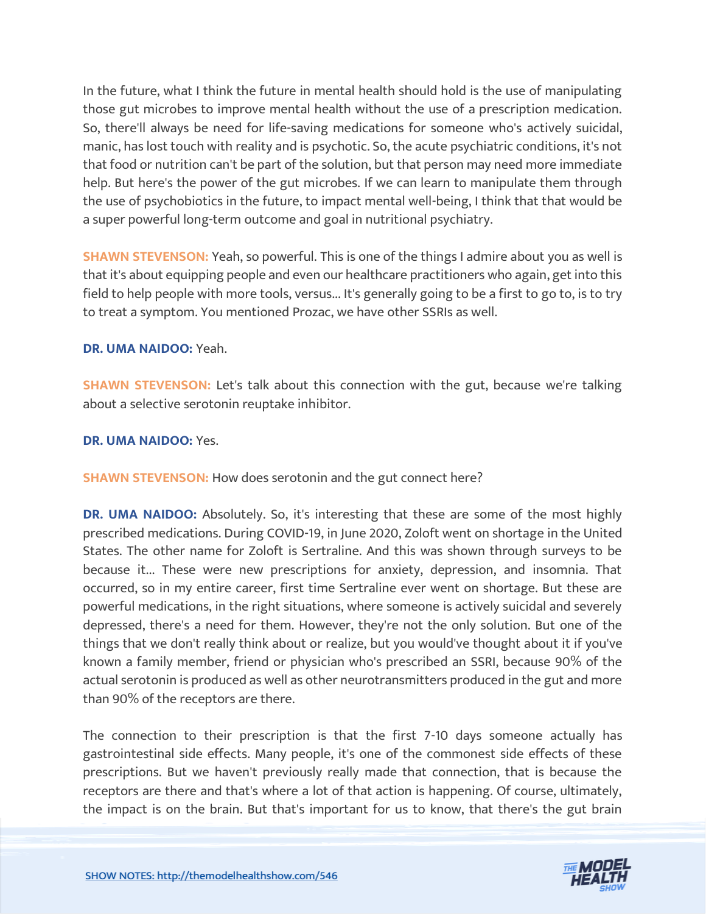In the future, what I think the future in mental health should hold is the use of manipulating those gut microbes to improve mental health without the use of a prescription medication. So, there'll always be need for life-saving medications for someone who's actively suicidal, manic, has lost touch with reality and is psychotic. So, the acute psychiatric conditions, it's not that food or nutrition can't be part of the solution, but that person may need more immediate help. But here's the power of the gut microbes. If we can learn to manipulate them through the use of psychobiotics in the future, to impact mental well-being, I think that that would be a super powerful long-term outcome and goal in nutritional psychiatry.

**SHAWN STEVENSON:** Yeah, so powerful. This is one of the things I admire about you as well is that it's about equipping people and even our healthcare practitioners who again, get into this field to help people with more tools, versus... It's generally going to be a first to go to, is to try to treat a symptom. You mentioned Prozac, we have other SSRIs as well.

**DR. UMA NAIDOO:** Yeah.

**SHAWN STEVENSON:** Let's talk about this connection with the gut, because we're talking about a selective serotonin reuptake inhibitor.

**DR. UMA NAIDOO:** Yes.

**SHAWN STEVENSON:** How does serotonin and the gut connect here?

**DR. UMA NAIDOO:** Absolutely. So, it's interesting that these are some of the most highly prescribed medications. During COVID-19, in June 2020, Zoloft went on shortage in the United States. The other name for Zoloft is Sertraline. And this was shown through surveys to be because it... These were new prescriptions for anxiety, depression, and insomnia. That occurred, so in my entire career, first time Sertraline ever went on shortage. But these are powerful medications, in the right situations, where someone is actively suicidal and severely depressed, there's a need for them. However, they're not the only solution. But one of the things that we don't really think about or realize, but you would've thought about it if you've known a family member, friend or physician who's prescribed an SSRI, because 90% of the actual serotonin is produced as well as other neurotransmitters produced in the gut and more than 90% of the receptors are there.

The connection to their prescription is that the first 7-10 days someone actually has gastrointestinal side effects. Many people, it's one of the commonest side effects of these prescriptions. But we haven't previously really made that connection, that is because the receptors are there and that's where a lot of that action is happening. Of course, ultimately, the impact is on the brain. But that's important for us to know, that there's the gut brain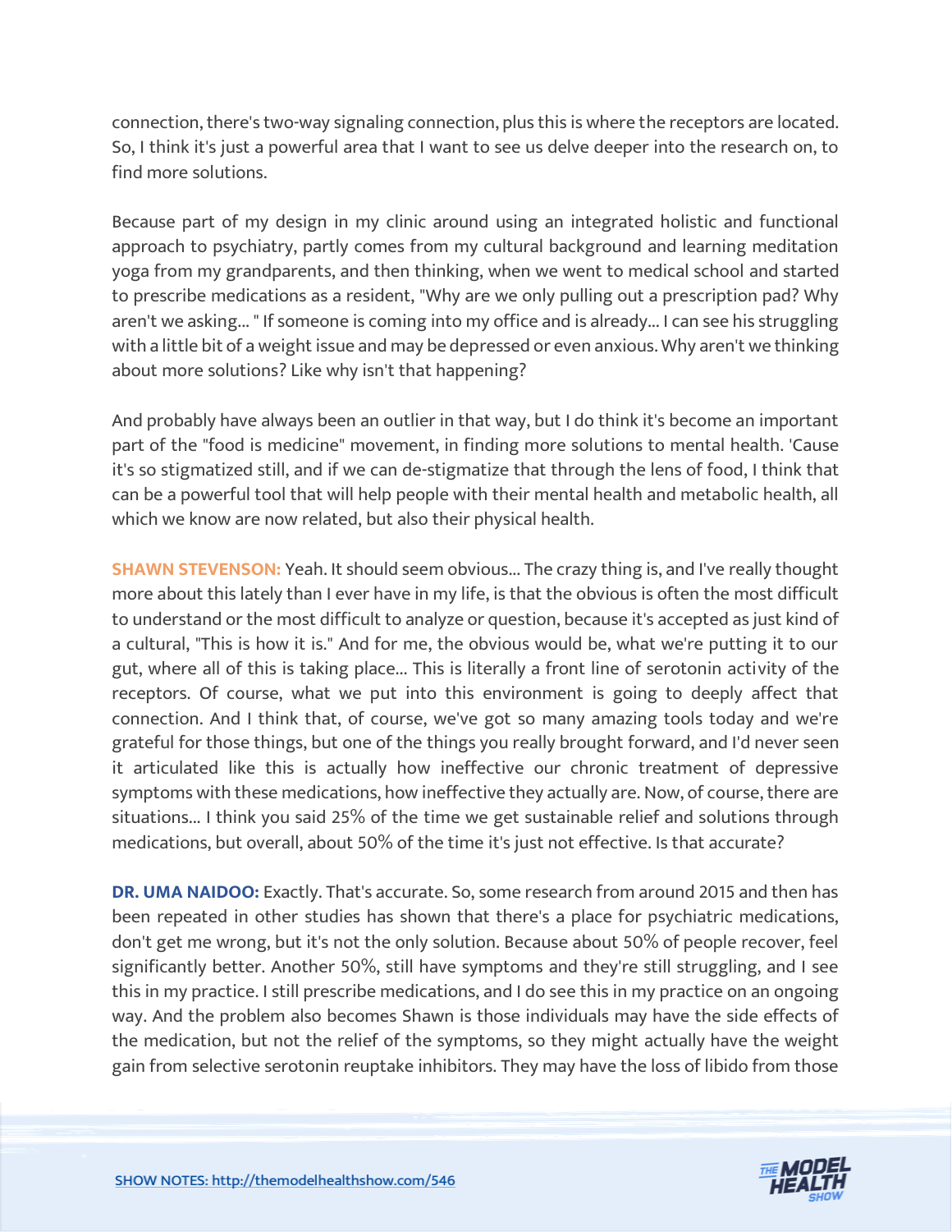connection, there's two-way signaling connection, plus this is where the receptors are located. So, I think it's just a powerful area that I want to see us delve deeper into the research on, to find more solutions.

Because part of my design in my clinic around using an integrated holistic and functional approach to psychiatry, partly comes from my cultural background and learning meditation yoga from my grandparents, and then thinking, when we went to medical school and started to prescribe medications as a resident, "Why are we only pulling out a prescription pad? Why aren't we asking... " If someone is coming into my office and is already... I can see his struggling with a little bit of a weight issue and may be depressed or even anxious. Why aren't we thinking about more solutions? Like why isn't that happening?

And probably have always been an outlier in that way, but I do think it's become an important part of the "food is medicine" movement, in finding more solutions to mental health. 'Cause it's so stigmatized still, and if we can de-stigmatize that through the lens of food, I think that can be a powerful tool that will help people with their mental health and metabolic health, all which we know are now related, but also their physical health.

**SHAWN STEVENSON:** Yeah. It should seem obvious... The crazy thing is, and I've really thought more about this lately than I ever have in my life, is that the obvious is often the most difficult to understand or the most difficult to analyze or question, because it's accepted as just kind of a cultural, "This is how it is." And for me, the obvious would be, what we're putting it to our gut, where all of this is taking place... This is literally a front line of serotonin activity of the receptors. Of course, what we put into this environment is going to deeply affect that connection. And I think that, of course, we've got so many amazing tools today and we're grateful for those things, but one of the things you really brought forward, and I'd never seen it articulated like this is actually how ineffective our chronic treatment of depressive symptoms with these medications, how ineffective they actually are. Now, of course, there are situations... I think you said 25% of the time we get sustainable relief and solutions through medications, but overall, about 50% of the time it's just not effective. Is that accurate?

**DR. UMA NAIDOO:** Exactly. That's accurate. So, some research from around 2015 and then has been repeated in other studies has shown that there's a place for psychiatric medications, don't get me wrong, but it's not the only solution. Because about 50% of people recover, feel significantly better. Another 50%, still have symptoms and they're still struggling, and I see this in my practice. I still prescribe medications, and I do see this in my practice on an ongoing way. And the problem also becomes Shawn is those individuals may have the side effects of the medication, but not the relief of the symptoms, so they might actually have the weight gain from selective serotonin reuptake inhibitors. They may have the loss of libido from those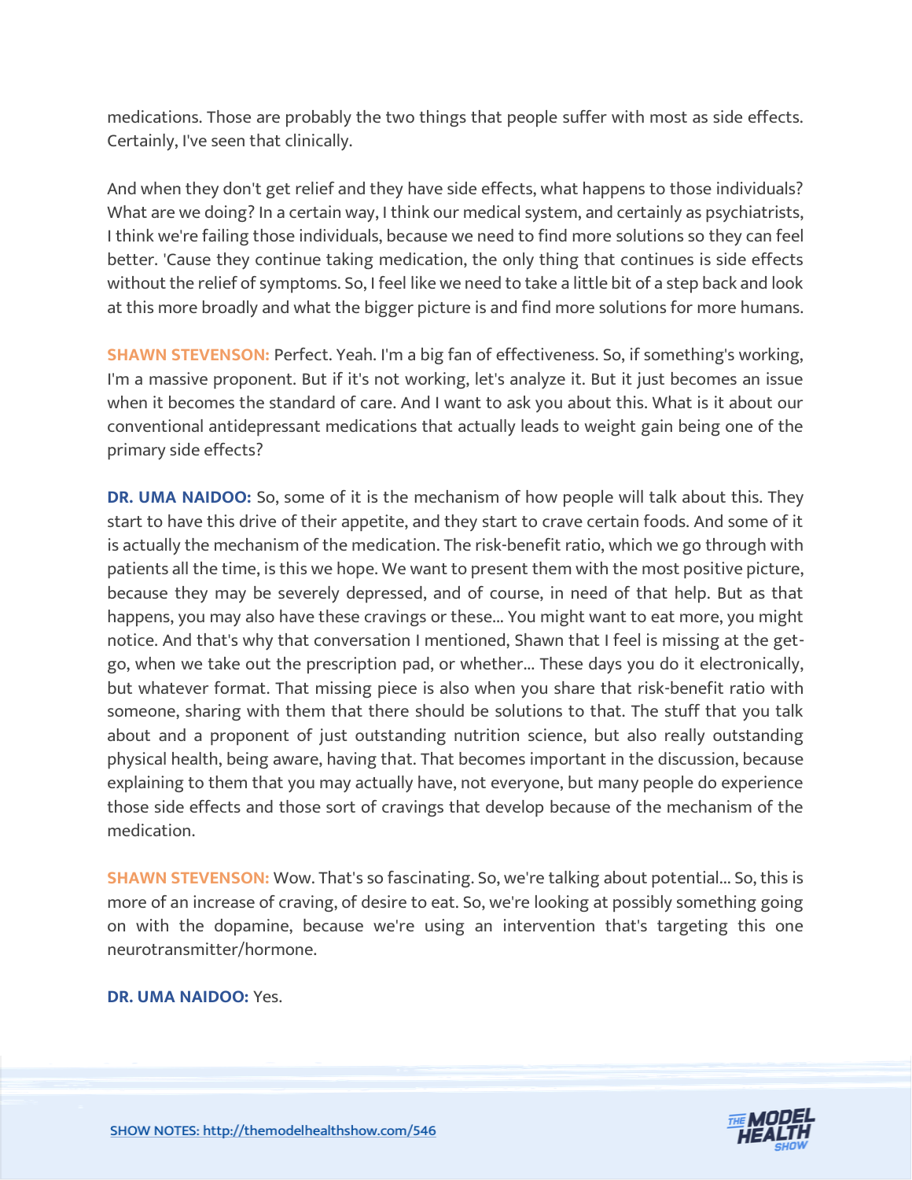medications. Those are probably the two things that people suffer with most as side effects. Certainly, I've seen that clinically.

And when they don't get relief and they have side effects, what happens to those individuals? What are we doing? In a certain way, I think our medical system, and certainly as psychiatrists, I think we're failing those individuals, because we need to find more solutions so they can feel better. 'Cause they continue taking medication, the only thing that continues is side effects without the relief of symptoms. So, I feel like we need to take a little bit of a step back and look at this more broadly and what the bigger picture is and find more solutions for more humans.

**SHAWN STEVENSON:** Perfect. Yeah. I'm a big fan of effectiveness. So, if something's working, I'm a massive proponent. But if it's not working, let's analyze it. But it just becomes an issue when it becomes the standard of care. And I want to ask you about this. What is it about our conventional antidepressant medications that actually leads to weight gain being one of the primary side effects?

**DR. UMA NAIDOO:** So, some of it is the mechanism of how people will talk about this. They start to have this drive of their appetite, and they start to crave certain foods. And some of it is actually the mechanism of the medication. The risk-benefit ratio, which we go through with patients all the time, is this we hope. We want to present them with the most positive picture, because they may be severely depressed, and of course, in need of that help. But as that happens, you may also have these cravings or these... You might want to eat more, you might notice. And that's why that conversation I mentioned, Shawn that I feel is missing at the get-go, when we take out the prescription pad, or whether... These days you do it electronically, but whatever format. That missing piece is also when you share that risk-benefit ratio with someone, sharing with them that there should be solutions to that. The stuff that you talk about and a proponent of just outstanding nutrition science, but also really outstanding physical health, being aware, having that. That becomes important in the discussion, because explaining to them that you may actually have, not everyone, but many people do experience those side effects and those sort of cravings that develop because of the mechanism of the medication.

**SHAWN STEVENSON:** Wow. That's so fascinating. So, we're talking about potential... So, this is more of an increase of craving, of desire to eat. So, we're looking at possibly something going on with the dopamine, because we're using an intervention that's targeting this one neurotransmitter/hormone.

**DR. UMA NAIDOO:** Yes.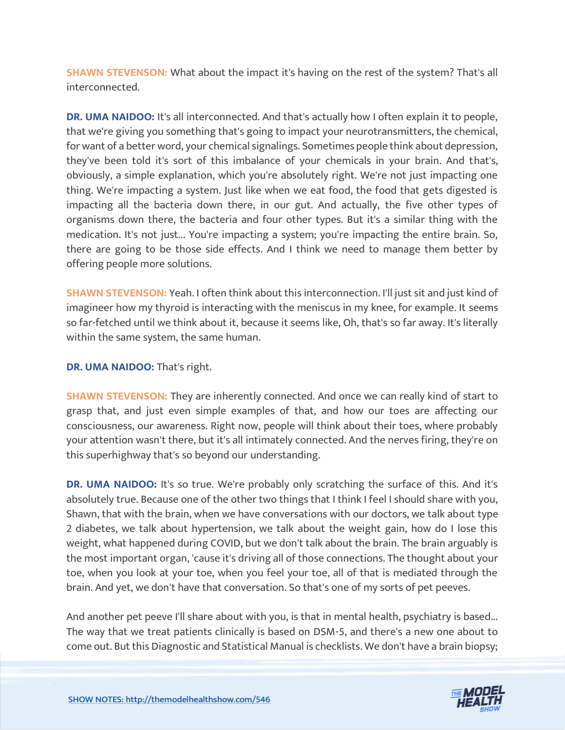**SHAWN STEVENSON:** What about the impact it's having on the rest of the system? That's all interconnected.

**DR. UMA NAIDOO:** It's all interconnected. And that's actually how I often explain it to people, that we're giving you something that's going to impact your neurotransmitters, the chemical, for want of a better word, your chemical signalings. Sometimes people think about depression, they've been told it's sort of this imbalance of your chemicals in your brain. And that's, obviously, a simple explanation, which you're absolutely right. We're not just impacting one thing. We're impacting a system. Just like when we eat food, the food that gets digested is impacting all the bacteria down there, in our gut. And actually, the five other types of organisms down there, the bacteria and four other types. But it's a similar thing with the medication. It's not just... You're impacting a system; you're impacting the entire brain. So, there are going to be those side effects. And I think we need to manage them better by offering people more solutions.

**SHAWN STEVENSON:** Yeah. I often think about this interconnection. I'll just sit and just kind of imagineer how my thyroid is interacting with the meniscus in my knee, for example. It seems so far-fetched until we think about it, because it seems like, Oh, that's so far away. It's literally within the same system, the same human.

**DR. UMA NAIDOO:** That's right.

**SHAWN STEVENSON:** They are inherently connected. And once we can really kind of start to grasp that, and just even simple examples of that, and how our toes are affecting our consciousness, our awareness. Right now, people will think about their toes, where probably your attention wasn't there, but it's all intimately connected. And the nerves firing, they're on this superhighway that's so beyond our understanding.

**DR. UMA NAIDOO:** It's so true. We're probably only scratching the surface of this. And it's absolutely true. Because one of the other two things that I think I feel I should share with you, Shawn, that with the brain, when we have conversations with our doctors, we talk about type 2 diabetes, we talk about hypertension, we talk about the weight gain, how do I lose this weight, what happened during COVID, but we don't talk about the brain. The brain arguably is the most important organ, 'cause it's driving all of those connections. The thought about your toe, when you look at your toe, when you feel your toe, all of that is mediated through the brain. And yet, we don't have that conversation. So that's one of my sorts of pet peeves.

And another pet peeve I'll share about with you, is that in mental health, psychiatry is based... The way that we treat patients clinically is based on DSM-5, and there's a new one about to come out. But this Diagnostic and Statistical Manual is checklists. We don't have a brain biopsy;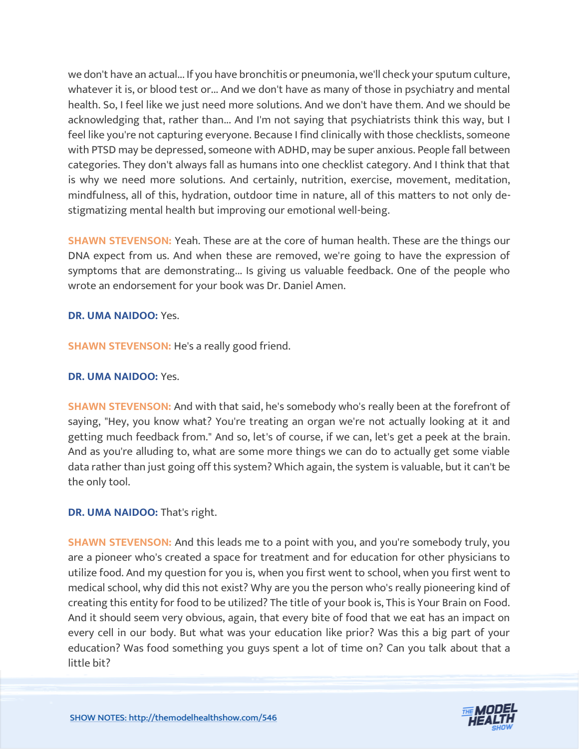we don't have an actual... If you have bronchitis or pneumonia, we'll check your sputum culture, whatever it is, or blood test or... And we don't have as many of those in psychiatry and mental health. So, I feel like we just need more solutions. And we don't have them. And we should be acknowledging that, rather than... And I'm not saying that psychiatrists think this way, but I feel like you're not capturing everyone. Because I find clinically with those checklists, someone with PTSD may be depressed, someone with ADHD, may be super anxious. People fall between categories. They don't always fall as humans into one checklist category. And I think that that is why we need more solutions. And certainly, nutrition, exercise, movement, meditation, mindfulness, all of this, hydration, outdoor time in nature, all of this matters to not only de-stigmatizing mental health but improving our emotional well-being.

**SHAWN STEVENSON:** Yeah. These are at the core of human health. These are the things our DNA expect from us. And when these are removed, we're going to have the expression of symptoms that are demonstrating... Is giving us valuable feedback. One of the people who wrote an endorsement for your book was Dr. Daniel Amen.

**DR. UMA NAIDOO:** Yes.

**SHAWN STEVENSON:** He's a really good friend.

**DR. UMA NAIDOO:** Yes.

**SHAWN STEVENSON:** And with that said, he's somebody who's really been at the forefront of saying, "Hey, you know what? You're treating an organ we're not actually looking at it and getting much feedback from." And so, let's of course, if we can, let's get a peek at the brain. And as you're alluding to, what are some more things we can do to actually get some viable data rather than just going off this system? Which again, the system is valuable, but it can't be the only tool.

**DR. UMA NAIDOO:** That's right.

**SHAWN STEVENSON:** And this leads me to a point with you, and you're somebody truly, you are a pioneer who's created a space for treatment and for education for other physicians to utilize food. And my question for you is, when you first went to school, when you first went to medical school, why did this not exist? Why are you the person who's really pioneering kind of creating this entity for food to be utilized? The title of your book is, This is Your Brain on Food. And it should seem very obvious, again, that every bite of food that we eat has an impact on every cell in our body. But what was your education like prior? Was this a big part of your education? Was food something you guys spent a lot of time on? Can you talk about that a little bit?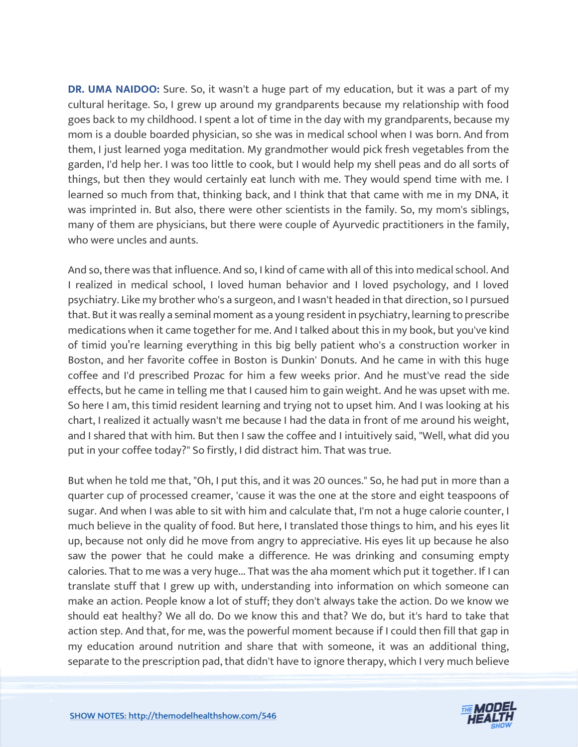**DR. UMA NAIDOO:** Sure. So, it wasn't a huge part of my education, but it was a part of my cultural heritage. So, I grew up around my grandparents because my relationship with food goes back to my childhood. I spent a lot of time in the day with my grandparents, because my mom is a double boarded physician, so she was in medical school when I was born. And from them, I just learned yoga meditation. My grandmother would pick fresh vegetables from the garden, I'd help her. I was too little to cook, but I would help my shell peas and do all sorts of things, but then they would certainly eat lunch with me. They would spend time with me. I learned so much from that, thinking back, and I think that that came with me in my DNA, it was imprinted in. But also, there were other scientists in the family. So, my mom's siblings, many of them are physicians, but there were couple of Ayurvedic practitioners in the family, who were uncles and aunts.

And so, there was that influence. And so, I kind of came with all of this into medical school. And I realized in medical school, I loved human behavior and I loved psychology, and I loved psychiatry. Like my brother who's a surgeon, and I wasn't headed in that direction, so I pursued that. But it was really a seminal moment as a young resident in psychiatry, learning to prescribe medications when it came together for me. And I talked about this in my book, but you've kind of timid you're learning everything in this big belly patient who's a construction worker in Boston, and her favorite coffee in Boston is Dunkin' Donuts. And he came in with this huge coffee and I'd prescribed Prozac for him a few weeks prior. And he must've read the side effects, but he came in telling me that I caused him to gain weight. And he was upset with me. So here I am, this timid resident learning and trying not to upset him. And I was looking at his chart, I realized it actually wasn't me because I had the data in front of me around his weight, and I shared that with him. But then I saw the coffee and I intuitively said, "Well, what did you put in your coffee today?" So firstly, I did distract him. That was true.

But when he told me that, "Oh, I put this, and it was 20 ounces." So, he had put in more than a quarter cup of processed creamer, 'cause it was the one at the store and eight teaspoons of sugar. And when I was able to sit with him and calculate that, I'm not a huge calorie counter, I much believe in the quality of food. But here, I translated those things to him, and his eyes lit up, because not only did he move from angry to appreciative. His eyes lit up because he also saw the power that he could make a difference. He was drinking and consuming empty calories. That to me was a very huge... That was the aha moment which put it together. If I can translate stuff that I grew up with, understanding into information on which someone can make an action. People know a lot of stuff; they don't always take the action. Do we know we should eat healthy? We all do. Do we know this and that? We do, but it's hard to take that action step. And that, for me, was the powerful moment because if I could then fill that gap in my education around nutrition and share that with someone, it was an additional thing, separate to the prescription pad, that didn't have to ignore therapy, which I very much believe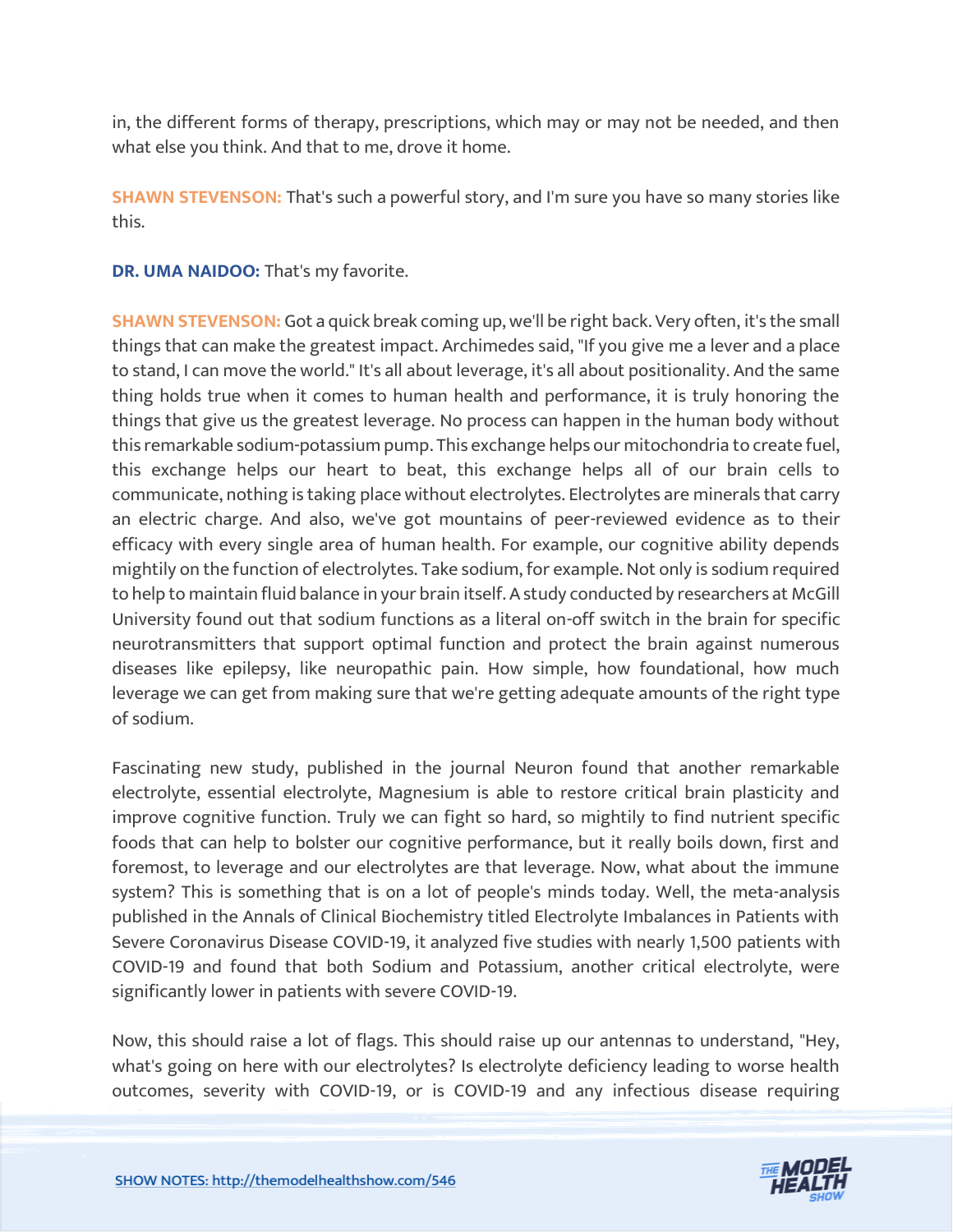in, the different forms of therapy, prescriptions, which may or may not be needed, and then what else you think. And that to me, drove it home.

**SHAWN STEVENSON:** That's such a powerful story, and I'm sure you have so many stories like this.

**DR. UMA NAIDOO:** That's my favorite.

**SHAWN STEVENSON:** Got a quick break coming up, we'll be right back. Very often, it's the small things that can make the greatest impact. Archimedes said, "If you give me a lever and a place to stand, I can move the world." It's all about leverage, it's all about positionality. And the same thing holds true when it comes to human health and performance, it is truly honoring the things that give us the greatest leverage. No process can happen in the human body without this remarkable sodium-potassium pump. This exchange helps our mitochondria to create fuel, this exchange helps our heart to beat, this exchange helps all of our brain cells to communicate, nothing is taking place without electrolytes. Electrolytes are minerals that carry an electric charge. And also, we've got mountains of peer-reviewed evidence as to their efficacy with every single area of human health. For example, our cognitive ability depends mightily on the function of electrolytes. Take sodium, for example. Not only is sodium required to help to maintain fluid balance in your brain itself. A study conducted by researchers at McGill University found out that sodium functions as a literal on-off switch in the brain for specific neurotransmitters that support optimal function and protect the brain against numerous diseases like epilepsy, like neuropathic pain. How simple, how foundational, how much leverage we can get from making sure that we're getting adequate amounts of the right type of sodium.

Fascinating new study, published in the journal Neuron found that another remarkable electrolyte, essential electrolyte, Magnesium is able to restore critical brain plasticity and improve cognitive function. Truly we can fight so hard, so mightily to find nutrient specific foods that can help to bolster our cognitive performance, but it really boils down, first and foremost, to leverage and our electrolytes are that leverage. Now, what about the immune system? This is something that is on a lot of people's minds today. Well, the meta-analysis published in the Annals of Clinical Biochemistry titled Electrolyte Imbalances in Patients with Severe Coronavirus Disease COVID-19, it analyzed five studies with nearly 1,500 patients with COVID-19 and found that both Sodium and Potassium, another critical electrolyte, were significantly lower in patients with severe COVID-19.

Now, this should raise a lot of flags. This should raise up our antennas to understand, "Hey, what's going on here with our electrolytes? Is electrolyte deficiency leading to worse health outcomes, severity with COVID-19, or is COVID-19 and any infectious disease requiring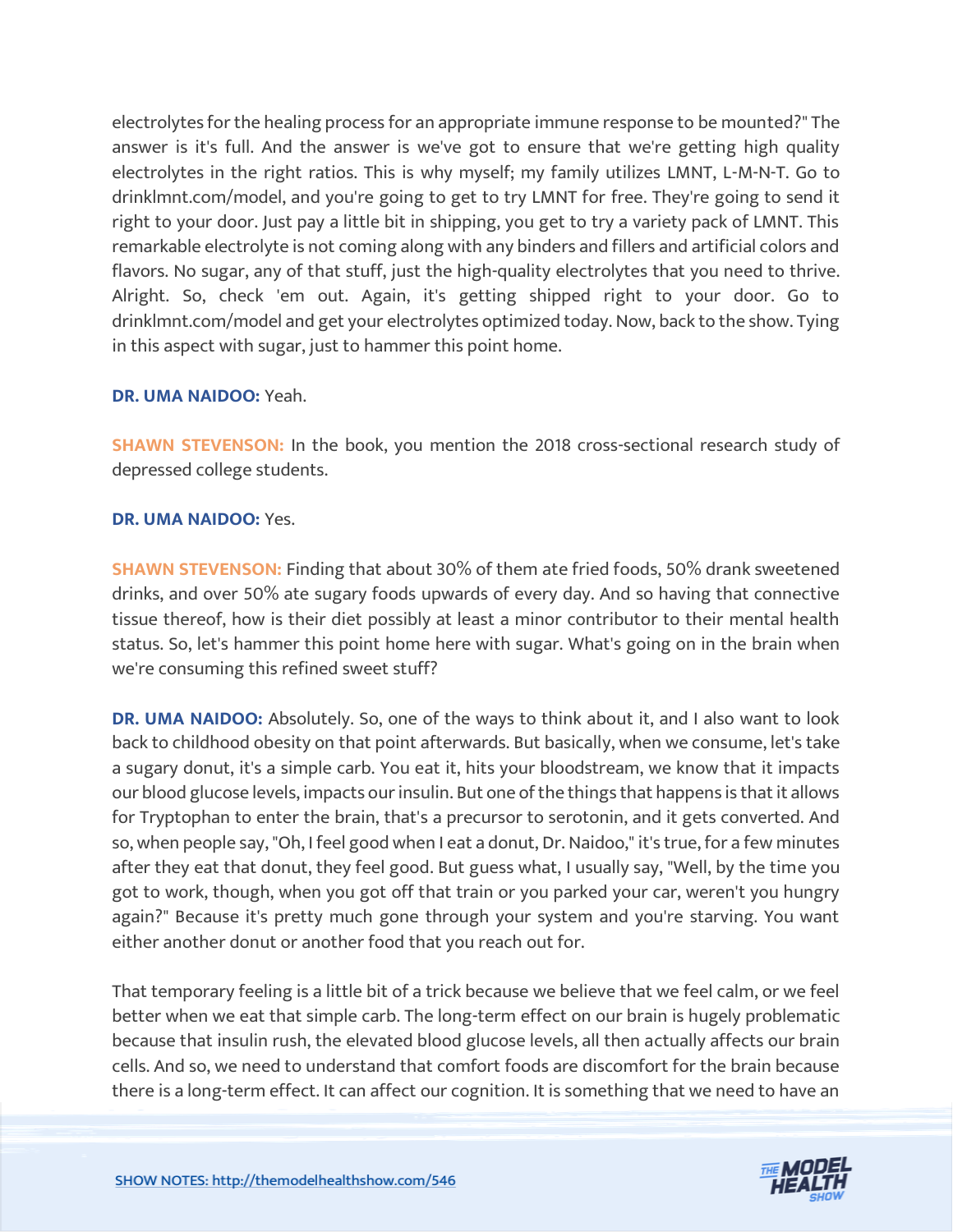electrolytes for the healing process for an appropriate immune response to be mounted?" The answer is it's full. And the answer is we've got to ensure that we're getting high quality electrolytes in the right ratios. This is why myself; my family utilizes LMNT, L-M-N-T. Go to drinklmnt.com/model, and you're going to get to try LMNT for free. They're going to send it right to your door. Just pay a little bit in shipping, you get to try a variety pack of LMNT. This remarkable electrolyte is not coming along with any binders and fillers and artificial colors and flavors. No sugar, any of that stuff, just the high-quality electrolytes that you need to thrive. Alright. So, check 'em out. Again, it's getting shipped right to your door. Go to drinklmnt.com/model and get your electrolytes optimized today. Now, back to the show. Tying in this aspect with sugar, just to hammer this point home.

**DR. UMA NAIDOO:** Yeah.

**SHAWN STEVENSON:** In the book, you mention the 2018 cross-sectional research study of depressed college students.

**DR. UMA NAIDOO:** Yes.

**SHAWN STEVENSON:** Finding that about 30% of them ate fried foods, 50% drank sweetened drinks, and over 50% ate sugary foods upwards of every day. And so having that connective tissue thereof, how is their diet possibly at least a minor contributor to their mental health status. So, let's hammer this point home here with sugar. What's going on in the brain when we're consuming this refined sweet stuff?

**DR. UMA NAIDOO:** Absolutely. So, one of the ways to think about it, and I also want to look back to childhood obesity on that point afterwards. But basically, when we consume, let's take a sugary donut, it's a simple carb. You eat it, hits your bloodstream, we know that it impacts our blood glucose levels, impacts our insulin. But one of the things that happens is that it allows for Tryptophan to enter the brain, that's a precursor to serotonin, and it gets converted. And so, when people say, "Oh, I feel good when I eat a donut, Dr. Naidoo," it's true, for a few minutes after they eat that donut, they feel good. But guess what, I usually say, "Well, by the time you got to work, though, when you got off that train or you parked your car, weren't you hungry again?" Because it's pretty much gone through your system and you're starving. You want either another donut or another food that you reach out for.

That temporary feeling is a little bit of a trick because we believe that we feel calm, or we feel better when we eat that simple carb. The long-term effect on our brain is hugely problematic because that insulin rush, the elevated blood glucose levels, all then actually affects our brain cells. And so, we need to understand that comfort foods are discomfort for the brain because there is a long-term effect. It can affect our cognition. It is something that we need to have an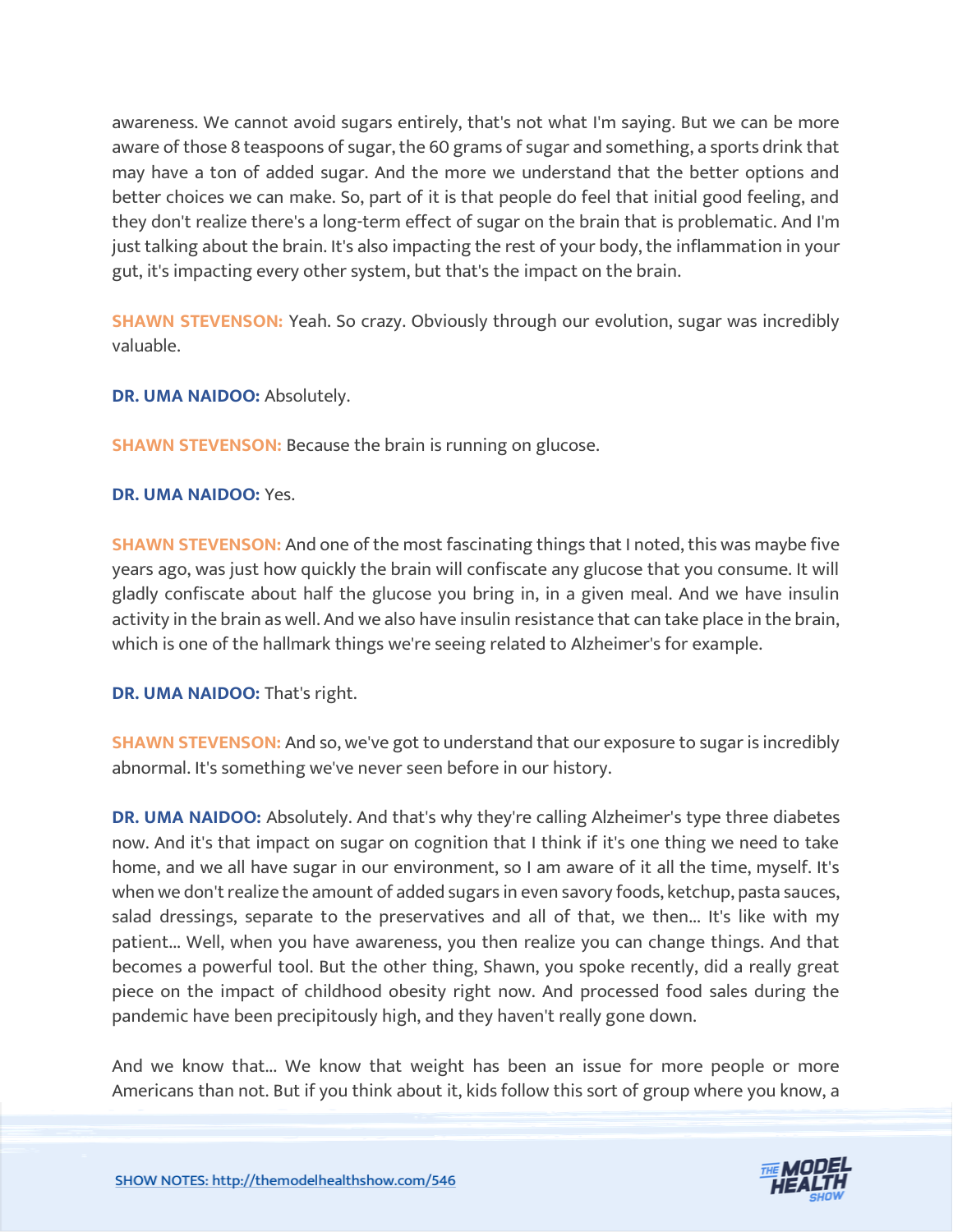awareness. We cannot avoid sugars entirely, that's not what I'm saying. But we can be more aware of those 8 teaspoons of sugar, the 60 grams of sugar and something, a sports drink that may have a ton of added sugar. And the more we understand that the better options and better choices we can make. So, part of it is that people do feel that initial good feeling, and they don't realize there's a long-term effect of sugar on the brain that is problematic. And I'm just talking about the brain. It's also impacting the rest of your body, the inflammation in your gut, it's impacting every other system, but that's the impact on the brain.

**SHAWN STEVENSON:** Yeah. So crazy. Obviously through our evolution, sugar was incredibly valuable.

**DR. UMA NAIDOO:** Absolutely.

**SHAWN STEVENSON:** Because the brain is running on glucose.

**DR. UMA NAIDOO:** Yes.

**SHAWN STEVENSON:** And one of the most fascinating things that I noted, this was maybe five years ago, was just how quickly the brain will confiscate any glucose that you consume. It will gladly confiscate about half the glucose you bring in, in a given meal. And we have insulin activity in the brain as well. And we also have insulin resistance that can take place in the brain, which is one of the hallmark things we're seeing related to Alzheimer's for example.

**DR. UMA NAIDOO:** That's right.

**SHAWN STEVENSON:** And so, we've got to understand that our exposure to sugar is incredibly abnormal. It's something we've never seen before in our history.

**DR. UMA NAIDOO:** Absolutely. And that's why they're calling Alzheimer's type three diabetes now. And it's that impact on sugar on cognition that I think if it's one thing we need to take home, and we all have sugar in our environment, so I am aware of it all the time, myself. It's when we don't realize the amount of added sugars in even savory foods, ketchup, pasta sauces, salad dressings, separate to the preservatives and all of that, we then... It's like with my patient... Well, when you have awareness, you then realize you can change things. And that becomes a powerful tool. But the other thing, Shawn, you spoke recently, did a really great piece on the impact of childhood obesity right now. And processed food sales during the pandemic have been precipitously high, and they haven't really gone down.

And we know that... We know that weight has been an issue for more people or more Americans than not. But if you think about it, kids follow this sort of group where you know, a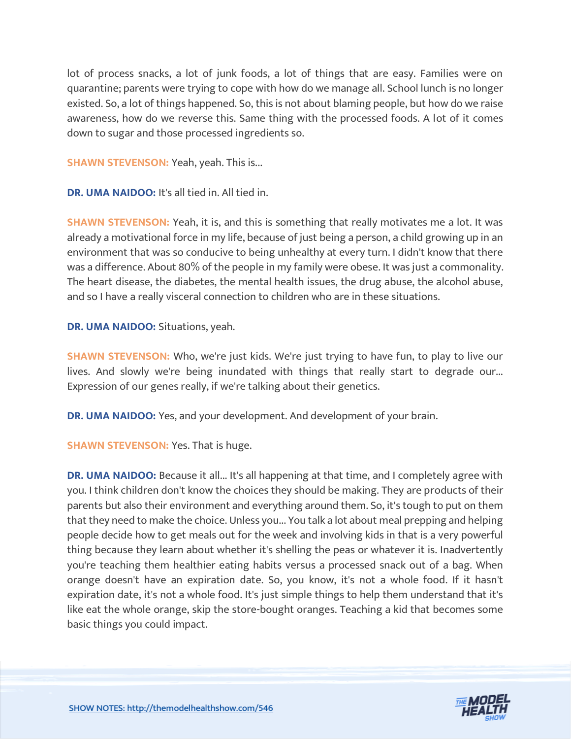lot of process snacks, a lot of junk foods, a lot of things that are easy. Families were on quarantine; parents were trying to cope with how do we manage all. School lunch is no longer existed. So, a lot of things happened. So, this is not about blaming people, but how do we raise awareness, how do we reverse this. Same thing with the processed foods. A lot of it comes down to sugar and those processed ingredients so.

**SHAWN STEVENSON:** Yeah, yeah. This is...

**DR. UMA NAIDOO:** It's all tied in. All tied in.

**SHAWN STEVENSON:** Yeah, it is, and this is something that really motivates me a lot. It was already a motivational force in my life, because of just being a person, a child growing up in an environment that was so conducive to being unhealthy at every turn. I didn't know that there was a difference. About 80% of the people in my family were obese. It was just a commonality. The heart disease, the diabetes, the mental health issues, the drug abuse, the alcohol abuse, and so I have a really visceral connection to children who are in these situations.

**DR. UMA NAIDOO:** Situations, yeah.

**SHAWN STEVENSON:** Who, we're just kids. We're just trying to have fun, to play to live our lives. And slowly we're being inundated with things that really start to degrade our... Expression of our genes really, if we're talking about their genetics.

**DR. UMA NAIDOO:** Yes, and your development. And development of your brain.

**SHAWN STEVENSON:** Yes. That is huge.

**DR. UMA NAIDOO:** Because it all... It's all happening at that time, and I completely agree with you. I think children don't know the choices they should be making. They are products of their parents but also their environment and everything around them. So, it's tough to put on them that they need to make the choice. Unless you... You talk a lot about meal prepping and helping people decide how to get meals out for the week and involving kids in that is a very powerful thing because they learn about whether it's shelling the peas or whatever it is. Inadvertently you're teaching them healthier eating habits versus a processed snack out of a bag. When orange doesn't have an expiration date. So, you know, it's not a whole food. If it hasn't expiration date, it's not a whole food. It's just simple things to help them understand that it's like eat the whole orange, skip the store-bought oranges. Teaching a kid that becomes some basic things you could impact.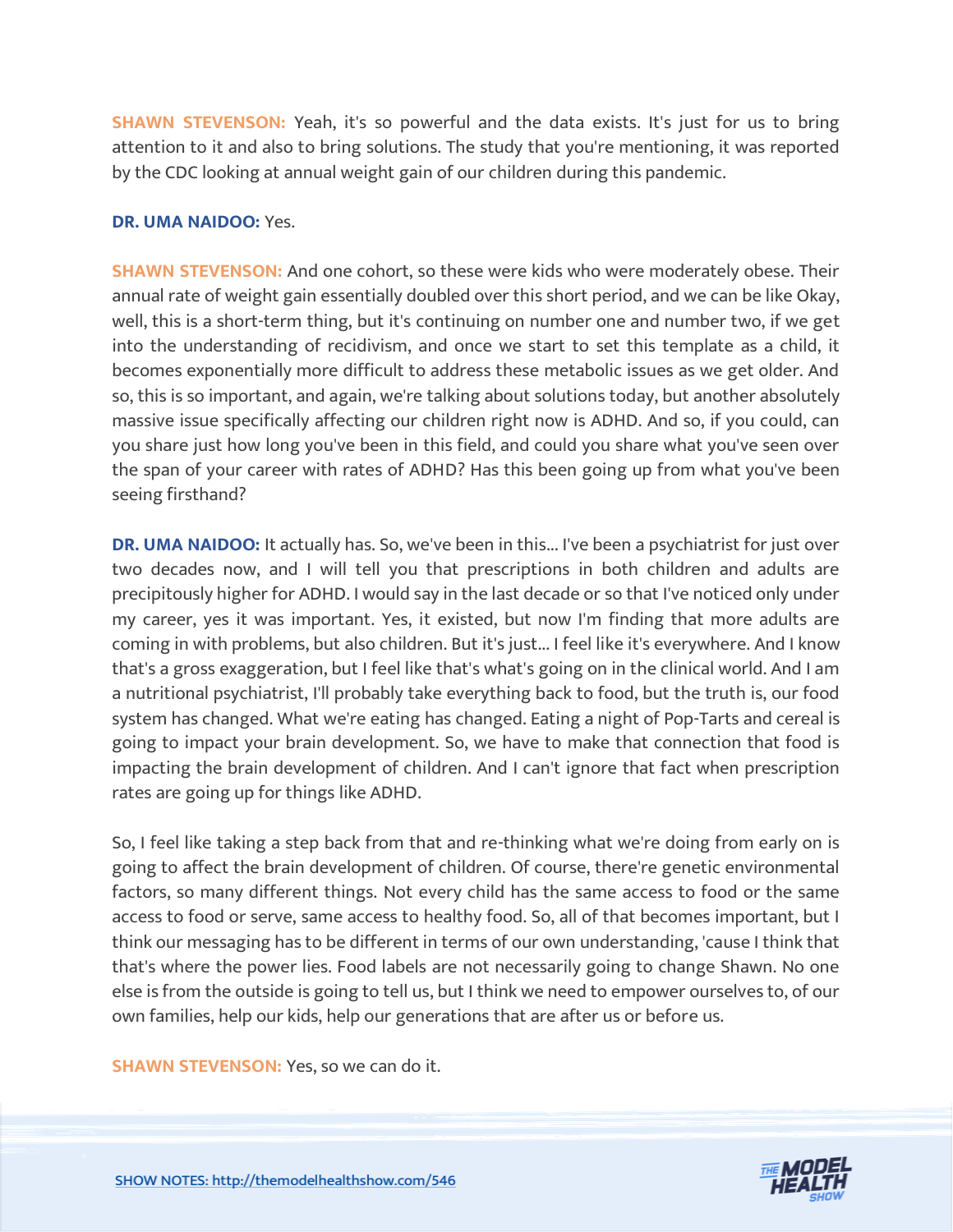**SHAWN STEVENSON:** Yeah, it's so powerful and the data exists. It's just for us to bring attention to it and also to bring solutions. The study that you're mentioning, it was reported by the CDC looking at annual weight gain of our children during this pandemic.

**DR. UMA NAIDOO:** Yes.

**SHAWN STEVENSON:** And one cohort, so these were kids who were moderately obese. Their annual rate of weight gain essentially doubled over this short period, and we can be like Okay, well, this is a short-term thing, but it's continuing on number one and number two, if we get into the understanding of recidivism, and once we start to set this template as a child, it becomes exponentially more difficult to address these metabolic issues as we get older. And so, this is so important, and again, we're talking about solutions today, but another absolutely massive issue specifically affecting our children right now is ADHD. And so, if you could, can you share just how long you've been in this field, and could you share what you've seen over the span of your career with rates of ADHD? Has this been going up from what you've been seeing firsthand?

**DR. UMA NAIDOO:** It actually has. So, we've been in this... I've been a psychiatrist for just over two decades now, and I will tell you that prescriptions in both children and adults are precipitously higher for ADHD. I would say in the last decade or so that I've noticed only under my career, yes it was important. Yes, it existed, but now I'm finding that more adults are coming in with problems, but also children. But it's just... I feel like it's everywhere. And I know that's a gross exaggeration, but I feel like that's what's going on in the clinical world. And I am a nutritional psychiatrist, I'll probably take everything back to food, but the truth is, our food system has changed. What we're eating has changed. Eating a night of Pop-Tarts and cereal is going to impact your brain development. So, we have to make that connection that food is impacting the brain development of children. And I can't ignore that fact when prescription rates are going up for things like ADHD.

So, I feel like taking a step back from that and re-thinking what we're doing from early on is going to affect the brain development of children. Of course, there're genetic environmental factors, so many different things. Not every child has the same access to food or the same access to food or serve, same access to healthy food. So, all of that becomes important, but I think our messaging has to be different in terms of our own understanding, 'cause I think that that's where the power lies. Food labels are not necessarily going to change Shawn. No one else is from the outside is going to tell us, but I think we need to empower ourselves to, of our own families, help our kids, help our generations that are after us or before us.

**SHAWN STEVENSON:** Yes, so we can do it.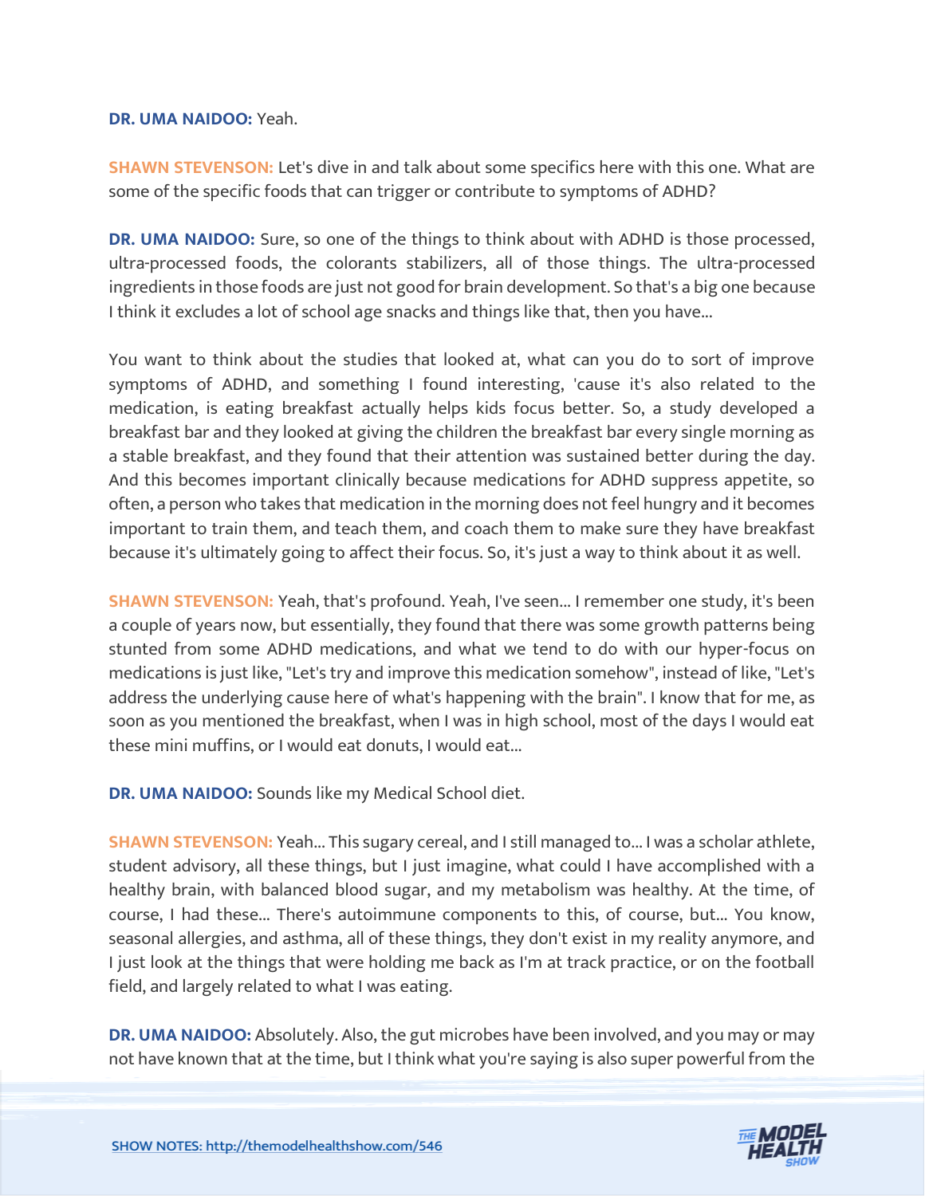**DR. UMA NAIDOO:** Yeah.

**SHAWN STEVENSON:** Let's dive in and talk about some specifics here with this one. What are some of the specific foods that can trigger or contribute to symptoms of ADHD?

**DR. UMA NAIDOO:** Sure, so one of the things to think about with ADHD is those processed, ultra-processed foods, the colorants stabilizers, all of those things. The ultra-processed ingredients in those foods are just not good for brain development. So that's a big one because I think it excludes a lot of school age snacks and things like that, then you have...

You want to think about the studies that looked at, what can you do to sort of improve symptoms of ADHD, and something I found interesting, 'cause it's also related to the medication, is eating breakfast actually helps kids focus better. So, a study developed a breakfast bar and they looked at giving the children the breakfast bar every single morning as a stable breakfast, and they found that their attention was sustained better during the day. And this becomes important clinically because medications for ADHD suppress appetite, so often, a person who takes that medication in the morning does not feel hungry and it becomes important to train them, and teach them, and coach them to make sure they have breakfast because it's ultimately going to affect their focus. So, it's just a way to think about it as well.

**SHAWN STEVENSON:** Yeah, that's profound. Yeah, I've seen... I remember one study, it's been a couple of years now, but essentially, they found that there was some growth patterns being stunted from some ADHD medications, and what we tend to do with our hyper-focus on medications is just like, "Let's try and improve this medication somehow", instead of like, "Let's address the underlying cause here of what's happening with the brain". I know that for me, as soon as you mentioned the breakfast, when I was in high school, most of the days I would eat these mini muffins, or I would eat donuts, I would eat...

**DR. UMA NAIDOO:** Sounds like my Medical School diet.

**SHAWN STEVENSON:** Yeah... This sugary cereal, and I still managed to... I was a scholar athlete, student advisory, all these things, but I just imagine, what could I have accomplished with a healthy brain, with balanced blood sugar, and my metabolism was healthy. At the time, of course, I had these... There's autoimmune components to this, of course, but... You know, seasonal allergies, and asthma, all of these things, they don't exist in my reality anymore, and I just look at the things that were holding me back as I'm at track practice, or on the football field, and largely related to what I was eating.

**DR. UMA NAIDOO:** Absolutely. Also, the gut microbes have been involved, and you may or may not have known that at the time, but I think what you're saying is also super powerful from the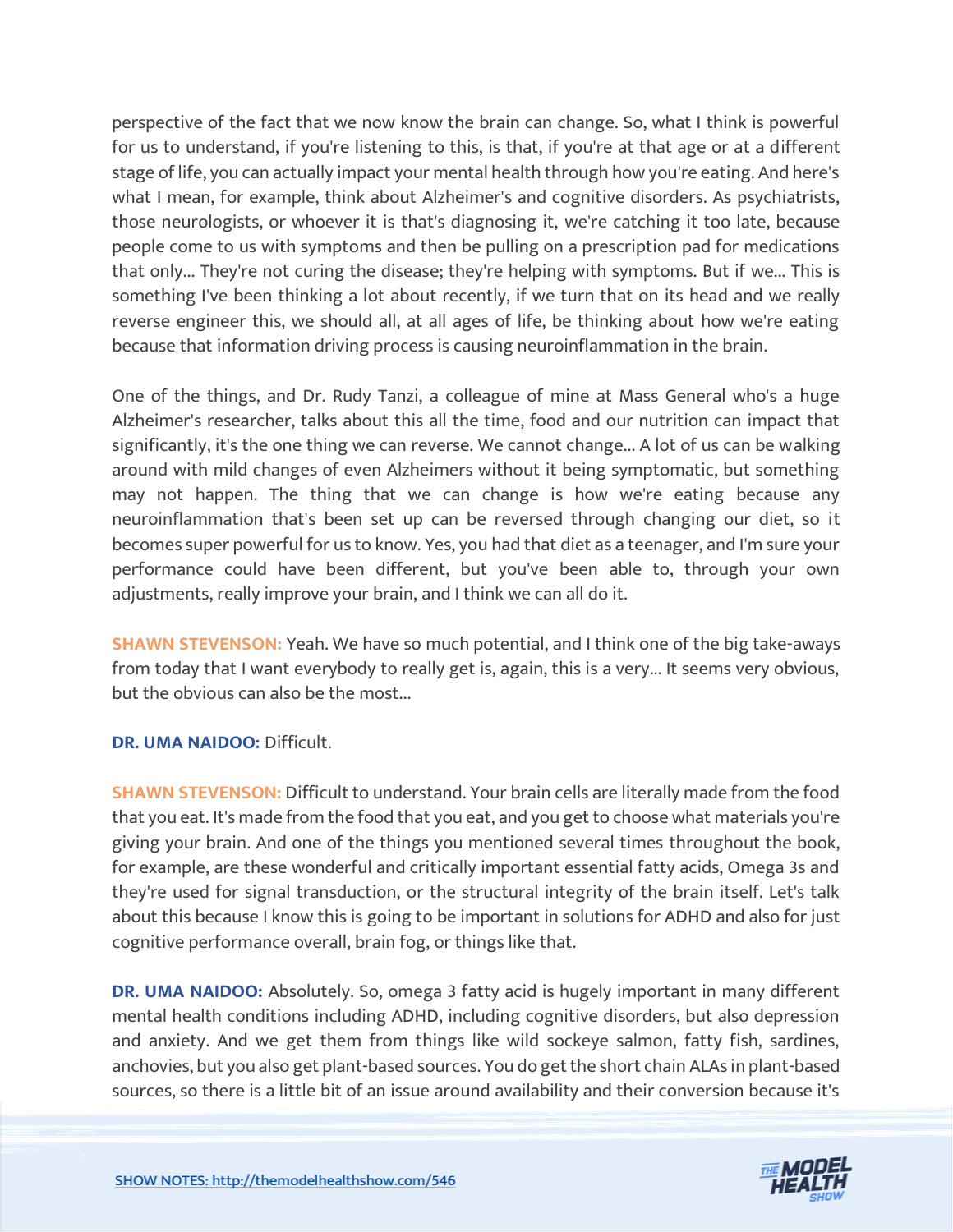perspective of the fact that we now know the brain can change. So, what I think is powerful for us to understand, if you're listening to this, is that, if you're at that age or at a different stage of life, you can actually impact your mental health through how you're eating. And here's what I mean, for example, think about Alzheimer's and cognitive disorders. As psychiatrists, those neurologists, or whoever it is that's diagnosing it, we're catching it too late, because people come to us with symptoms and then be pulling on a prescription pad for medications that only... They're not curing the disease; they're helping with symptoms. But if we... This is something I've been thinking a lot about recently, if we turn that on its head and we really reverse engineer this, we should all, at all ages of life, be thinking about how we're eating because that information driving process is causing neuroinflammation in the brain.

One of the things, and Dr. Rudy Tanzi, a colleague of mine at Mass General who's a huge Alzheimer's researcher, talks about this all the time, food and our nutrition can impact that significantly, it's the one thing we can reverse. We cannot change... A lot of us can be walking around with mild changes of even Alzheimers without it being symptomatic, but something may not happen. The thing that we can change is how we're eating because any neuroinflammation that's been set up can be reversed through changing our diet, so it becomes super powerful for us to know. Yes, you had that diet as a teenager, and I'm sure your performance could have been different, but you've been able to, through your own adjustments, really improve your brain, and I think we can all do it.

**SHAWN STEVENSON:** Yeah. We have so much potential, and I think one of the big take-aways from today that I want everybody to really get is, again, this is a very... It seems very obvious, but the obvious can also be the most...

**DR. UMA NAIDOO:** Difficult.

**SHAWN STEVENSON:** Difficult to understand. Your brain cells are literally made from the food that you eat. It's made from the food that you eat, and you get to choose what materials you're giving your brain. And one of the things you mentioned several times throughout the book, for example, are these wonderful and critically important essential fatty acids, Omega 3s and they're used for signal transduction, or the structural integrity of the brain itself. Let's talk about this because I know this is going to be important in solutions for ADHD and also for just cognitive performance overall, brain fog, or things like that.

**DR. UMA NAIDOO:** Absolutely. So, omega 3 fatty acid is hugely important in many different mental health conditions including ADHD, including cognitive disorders, but also depression and anxiety. And we get them from things like wild sockeye salmon, fatty fish, sardines, anchovies, but you also get plant-based sources. You do get the short chain ALAs in plant-based sources, so there is a little bit of an issue around availability and their conversion because it's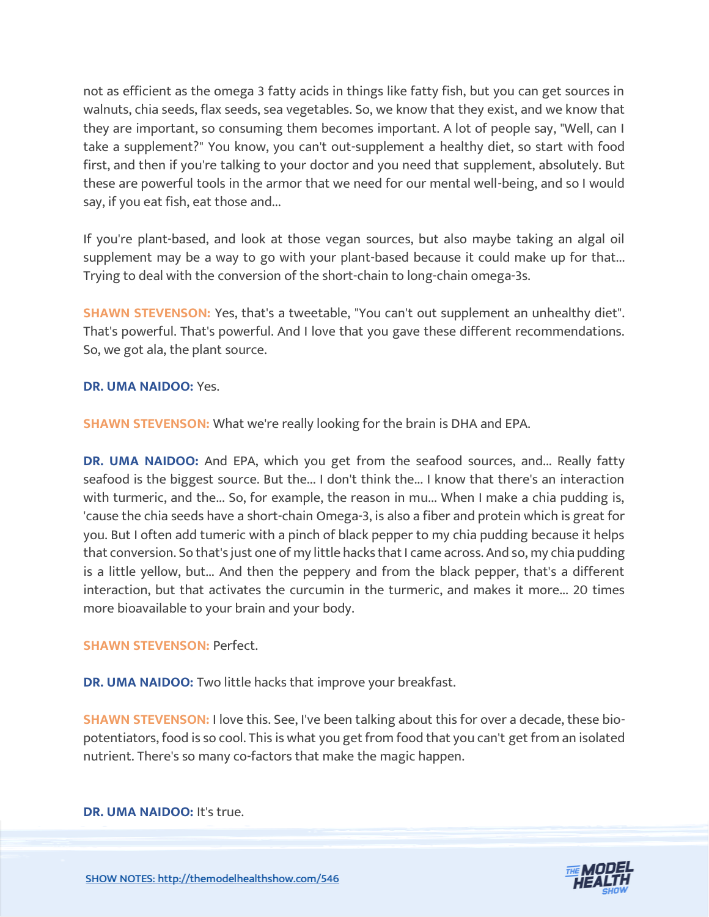not as efficient as the omega 3 fatty acids in things like fatty fish, but you can get sources in walnuts, chia seeds, flax seeds, sea vegetables. So, we know that they exist, and we know that they are important, so consuming them becomes important. A lot of people say, "Well, can I take a supplement?" You know, you can't out-supplement a healthy diet, so start with food first, and then if you're talking to your doctor and you need that supplement, absolutely. But these are powerful tools in the armor that we need for our mental well-being, and so I would say, if you eat fish, eat those and...

If you're plant-based, and look at those vegan sources, but also maybe taking an algal oil supplement may be a way to go with your plant-based because it could make up for that... Trying to deal with the conversion of the short-chain to long-chain omega-3s.

**SHAWN STEVENSON:** Yes, that's a tweetable, "You can't out supplement an unhealthy diet". That's powerful. That's powerful. And I love that you gave these different recommendations. So, we got ala, the plant source.

**DR. UMA NAIDOO:** Yes.

**SHAWN STEVENSON:** What we're really looking for the brain is DHA and EPA.

**DR. UMA NAIDOO:** And EPA, which you get from the seafood sources, and... Really fatty seafood is the biggest source. But the... I don't think the... I know that there's an interaction with turmeric, and the... So, for example, the reason in mu... When I make a chia pudding is, 'cause the chia seeds have a short-chain Omega-3, is also a fiber and protein which is great for you. But I often add tumeric with a pinch of black pepper to my chia pudding because it helps that conversion. So that's just one of my little hacks that I came across. And so, my chia pudding is a little yellow, but... And then the peppery and from the black pepper, that's a different interaction, but that activates the curcumin in the turmeric, and makes it more... 20 times more bioavailable to your brain and your body.

**SHAWN STEVENSON:** Perfect.

**DR. UMA NAIDOO:** Two little hacks that improve your breakfast.

**SHAWN STEVENSON:** I love this. See, I've been talking about this for over a decade, these bio-potentiators, food is so cool. This is what you get from food that you can't get from an isolated nutrient. There's so many co-factors that make the magic happen.

**DR. UMA NAIDOO:** It's true.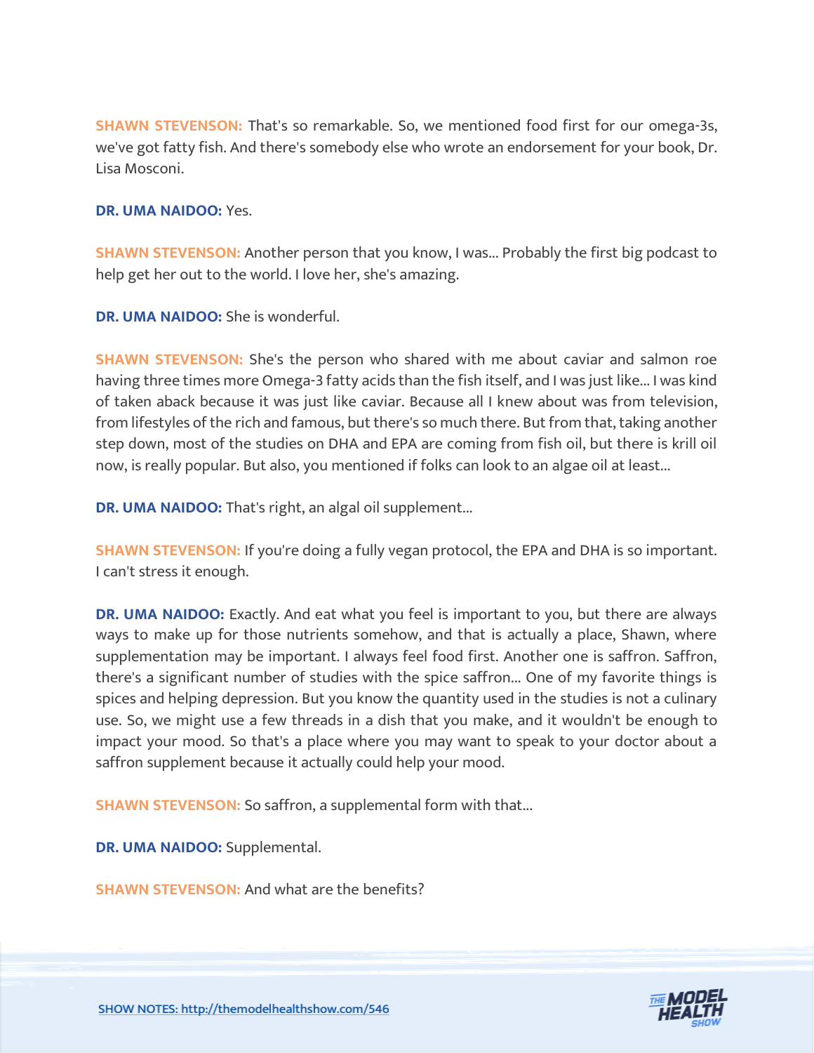**SHAWN STEVENSON:** That's so remarkable. So, we mentioned food first for our omega-3s, we've got fatty fish. And there's somebody else who wrote an endorsement for your book, Dr. Lisa Mosconi.

**DR. UMA NAIDOO:** Yes.

**SHAWN STEVENSON:** Another person that you know, I was... Probably the first big podcast to help get her out to the world. I love her, she's amazing.

**DR. UMA NAIDOO:** She is wonderful.

**SHAWN STEVENSON:** She's the person who shared with me about caviar and salmon roe having three times more Omega-3 fatty acids than the fish itself, and I was just like... I was kind of taken aback because it was just like caviar. Because all I knew about was from television, from lifestyles of the rich and famous, but there's so much there. But from that, taking another step down, most of the studies on DHA and EPA are coming from fish oil, but there is krill oil now, is really popular. But also, you mentioned if folks can look to an algae oil at least...

**DR. UMA NAIDOO:** That's right, an algal oil supplement...

**SHAWN STEVENSON:** If you're doing a fully vegan protocol, the EPA and DHA is so important. I can't stress it enough.

**DR. UMA NAIDOO:** Exactly. And eat what you feel is important to you, but there are always ways to make up for those nutrients somehow, and that is actually a place, Shawn, where supplementation may be important. I always feel food first. Another one is saffron. Saffron, there's a significant number of studies with the spice saffron... One of my favorite things is spices and helping depression. But you know the quantity used in the studies is not a culinary use. So, we might use a few threads in a dish that you make, and it wouldn't be enough to impact your mood. So that's a place where you may want to speak to your doctor about a saffron supplement because it actually could help your mood.

**SHAWN STEVENSON:** So saffron, a supplemental form with that...

**DR. UMA NAIDOO:** Supplemental.

**SHAWN STEVENSON:** And what are the benefits?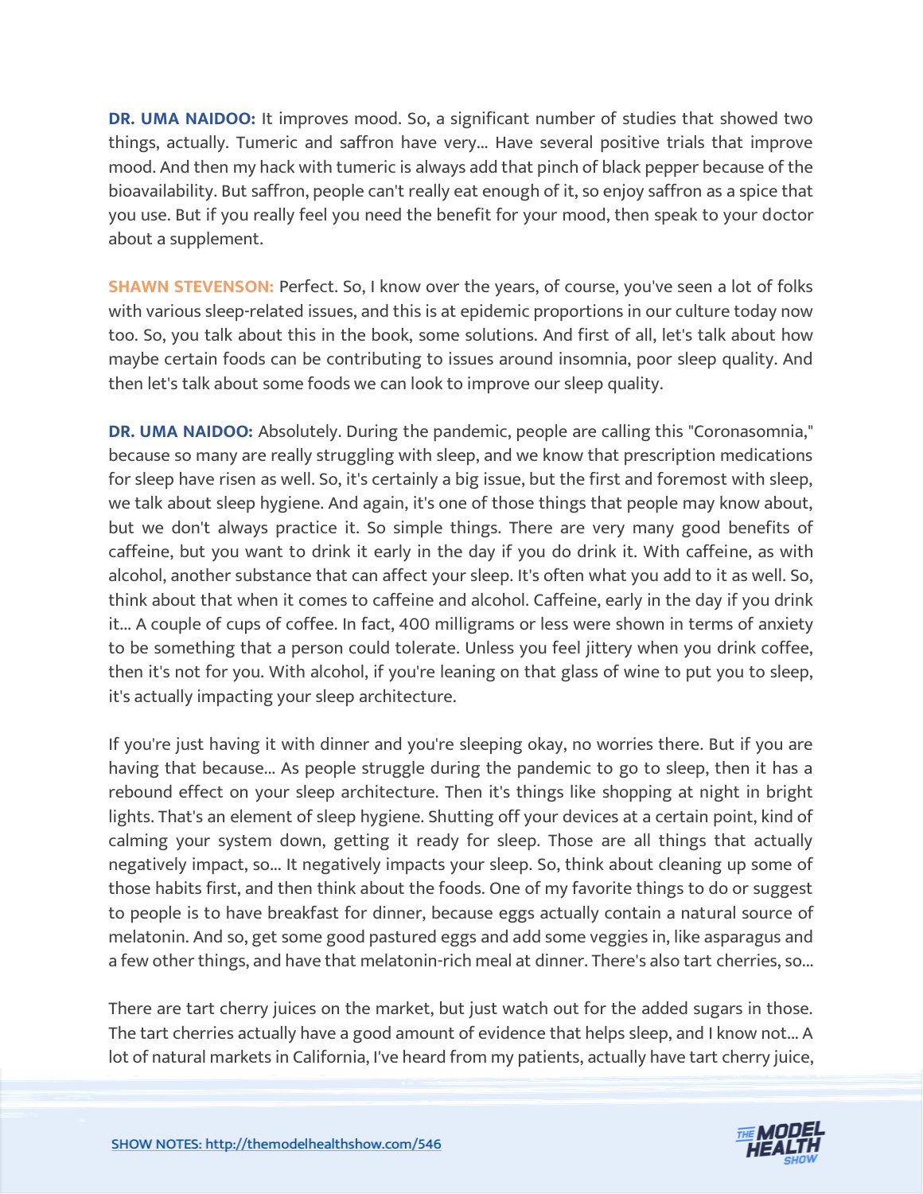**DR. UMA NAIDOO:** It improves mood. So, a significant number of studies that showed two things, actually. Tumeric and saffron have very... Have several positive trials that improve mood. And then my hack with tumeric is always add that pinch of black pepper because of the bioavailability. But saffron, people can't really eat enough of it, so enjoy saffron as a spice that you use. But if you really feel you need the benefit for your mood, then speak to your doctor about a supplement.

**SHAWN STEVENSON:** Perfect. So, I know over the years, of course, you've seen a lot of folks with various sleep-related issues, and this is at epidemic proportions in our culture today now too. So, you talk about this in the book, some solutions. And first of all, let's talk about how maybe certain foods can be contributing to issues around insomnia, poor sleep quality. And then let's talk about some foods we can look to improve our sleep quality.

**DR. UMA NAIDOO:** Absolutely. During the pandemic, people are calling this "Coronasomnia," because so many are really struggling with sleep, and we know that prescription medications for sleep have risen as well. So, it's certainly a big issue, but the first and foremost with sleep, we talk about sleep hygiene. And again, it's one of those things that people may know about, but we don't always practice it. So simple things. There are very many good benefits of caffeine, but you want to drink it early in the day if you do drink it. With caffeine, as with alcohol, another substance that can affect your sleep. It's often what you add to it as well. So, think about that when it comes to caffeine and alcohol. Caffeine, early in the day if you drink it... A couple of cups of coffee. In fact, 400 milligrams or less were shown in terms of anxiety to be something that a person could tolerate. Unless you feel jittery when you drink coffee, then it's not for you. With alcohol, if you're leaning on that glass of wine to put you to sleep, it's actually impacting your sleep architecture.

If you're just having it with dinner and you're sleeping okay, no worries there. But if you are having that because... As people struggle during the pandemic to go to sleep, then it has a rebound effect on your sleep architecture. Then it's things like shopping at night in bright lights. That's an element of sleep hygiene. Shutting off your devices at a certain point, kind of calming your system down, getting it ready for sleep. Those are all things that actually negatively impact, so... It negatively impacts your sleep. So, think about cleaning up some of those habits first, and then think about the foods. One of my favorite things to do or suggest to people is to have breakfast for dinner, because eggs actually contain a natural source of melatonin. And so, get some good pastured eggs and add some veggies in, like asparagus and a few other things, and have that melatonin-rich meal at dinner. There's also tart cherries, so...

There are tart cherry juices on the market, but just watch out for the added sugars in those. The tart cherries actually have a good amount of evidence that helps sleep, and I know not... A lot of natural markets in California, I've heard from my patients, actually have tart cherry juice,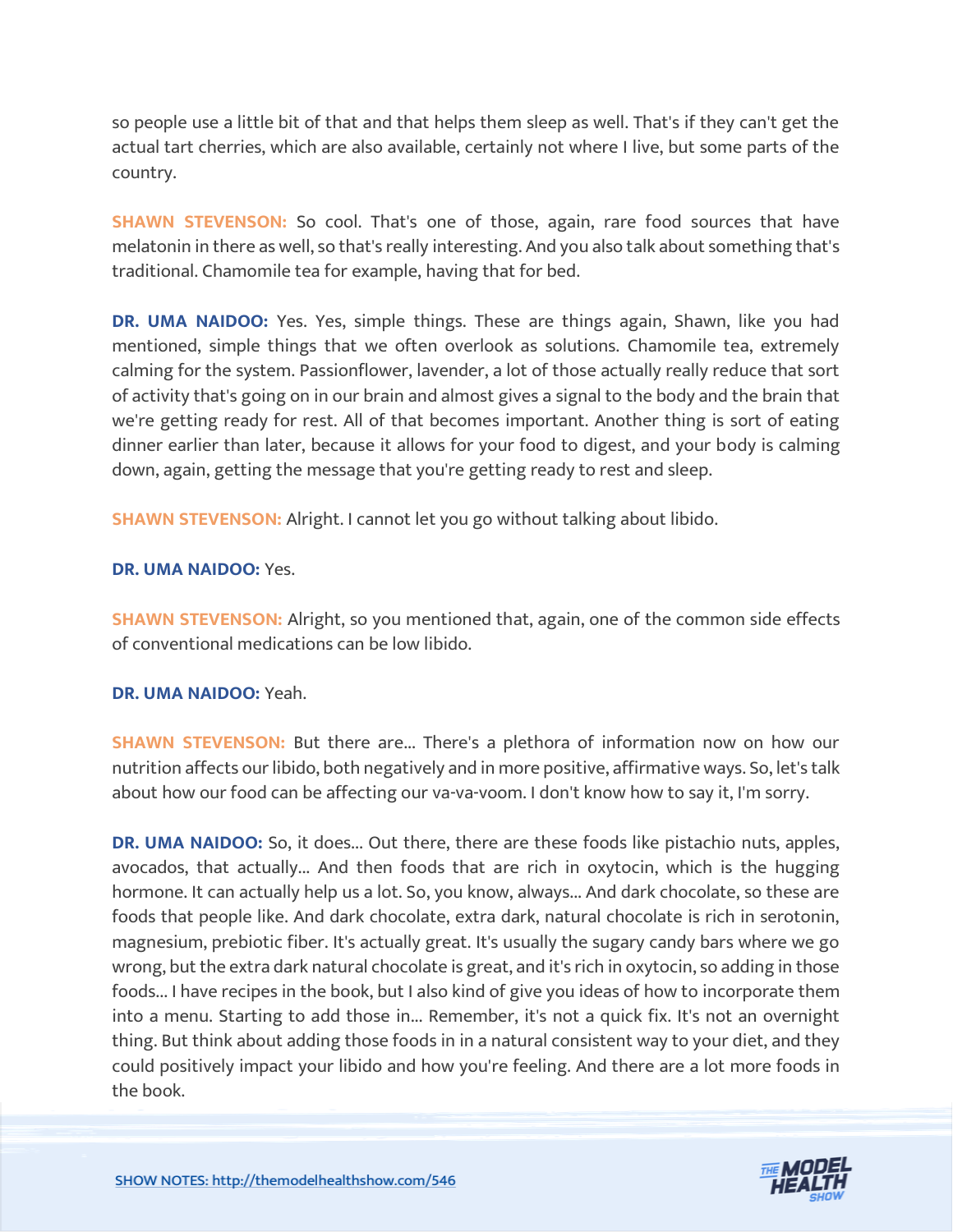so people use a little bit of that and that helps them sleep as well. That's if they can't get the actual tart cherries, which are also available, certainly not where I live, but some parts of the country.

**SHAWN STEVENSON:** So cool. That's one of those, again, rare food sources that have melatonin in there as well, so that's really interesting. And you also talk about something that's traditional. Chamomile tea for example, having that for bed.

**DR. UMA NAIDOO:** Yes. Yes, simple things. These are things again, Shawn, like you had mentioned, simple things that we often overlook as solutions. Chamomile tea, extremely calming for the system. Passionflower, lavender, a lot of those actually really reduce that sort of activity that's going on in our brain and almost gives a signal to the body and the brain that we're getting ready for rest. All of that becomes important. Another thing is sort of eating dinner earlier than later, because it allows for your food to digest, and your body is calming down, again, getting the message that you're getting ready to rest and sleep.

**SHAWN STEVENSON:** Alright. I cannot let you go without talking about libido.

**DR. UMA NAIDOO:** Yes.

**SHAWN STEVENSON:** Alright, so you mentioned that, again, one of the common side effects of conventional medications can be low libido.

**DR. UMA NAIDOO:** Yeah.

**SHAWN STEVENSON:** But there are... There's a plethora of information now on how our nutrition affects our libido, both negatively and in more positive, affirmative ways. So, let's talk about how our food can be affecting our va-va-voom. I don't know how to say it, I'm sorry.

**DR. UMA NAIDOO:** So, it does... Out there, there are these foods like pistachio nuts, apples, avocados, that actually... And then foods that are rich in oxytocin, which is the hugging hormone. It can actually help us a lot. So, you know, always... And dark chocolate, so these are foods that people like. And dark chocolate, extra dark, natural chocolate is rich in serotonin, magnesium, prebiotic fiber. It's actually great. It's usually the sugary candy bars where we go wrong, but the extra dark natural chocolate is great, and it's rich in oxytocin, so adding in those foods... I have recipes in the book, but I also kind of give you ideas of how to incorporate them into a menu. Starting to add those in... Remember, it's not a quick fix. It's not an overnight thing. But think about adding those foods in in a natural consistent way to your diet, and they could positively impact your libido and how you're feeling. And there are a lot more foods in the book.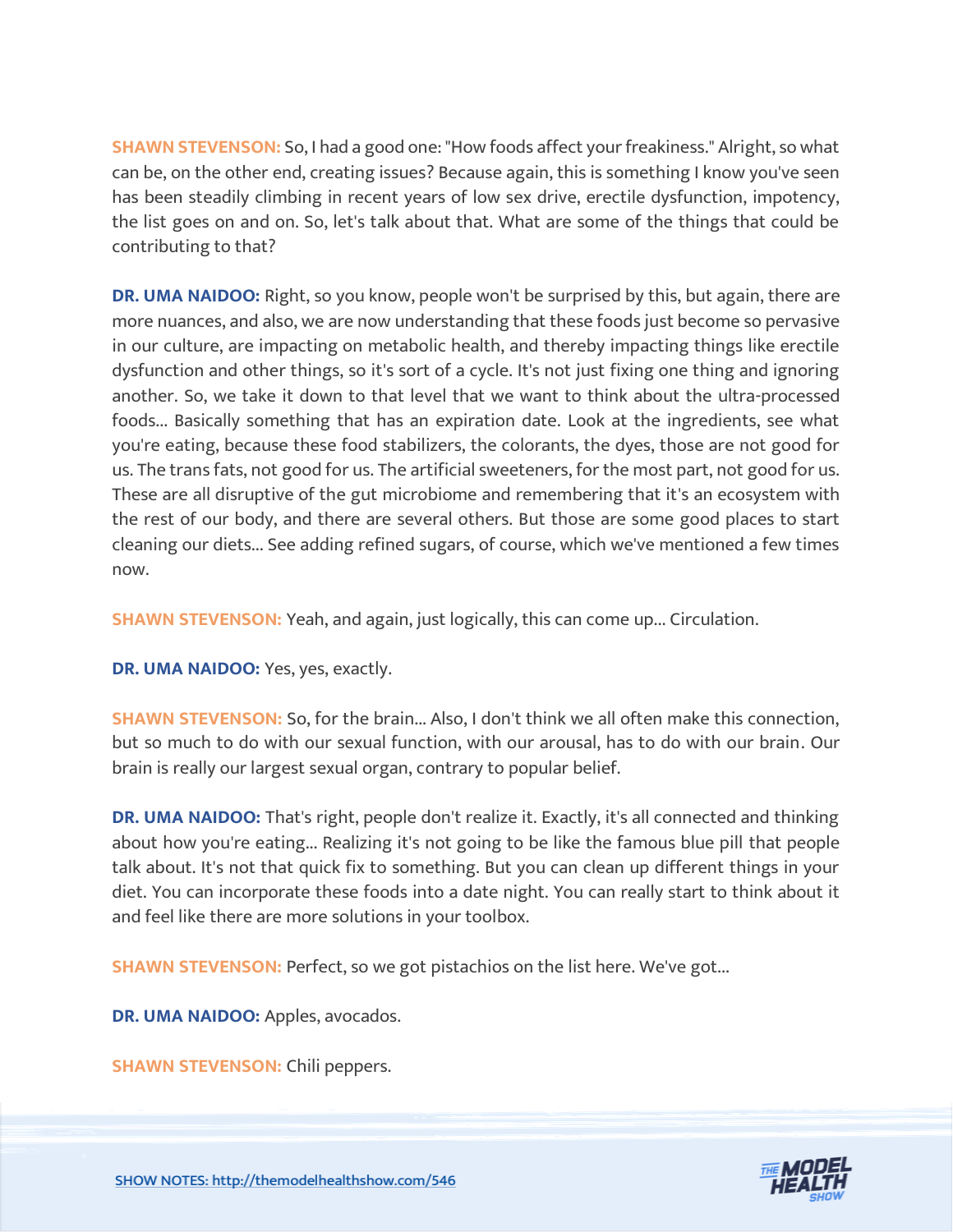**SHAWN STEVENSON:** So, I had a good one: "How foods affect your freakiness." Alright, so what can be, on the other end, creating issues? Because again, this is something I know you've seen has been steadily climbing in recent years of low sex drive, erectile dysfunction, impotency, the list goes on and on. So, let's talk about that. What are some of the things that could be contributing to that?

**DR. UMA NAIDOO:** Right, so you know, people won't be surprised by this, but again, there are more nuances, and also, we are now understanding that these foods just become so pervasive in our culture, are impacting on metabolic health, and thereby impacting things like erectile dysfunction and other things, so it's sort of a cycle. It's not just fixing one thing and ignoring another. So, we take it down to that level that we want to think about the ultra-processed foods... Basically something that has an expiration date. Look at the ingredients, see what you're eating, because these food stabilizers, the colorants, the dyes, those are not good for us. The trans fats, not good for us. The artificial sweeteners, for the most part, not good for us. These are all disruptive of the gut microbiome and remembering that it's an ecosystem with the rest of our body, and there are several others. But those are some good places to start cleaning our diets... See adding refined sugars, of course, which we've mentioned a few times now.

**SHAWN STEVENSON:** Yeah, and again, just logically, this can come up... Circulation.

**DR. UMA NAIDOO:** Yes, yes, exactly.

**SHAWN STEVENSON:** So, for the brain... Also, I don't think we all often make this connection, but so much to do with our sexual function, with our arousal, has to do with our brain. Our brain is really our largest sexual organ, contrary to popular belief.

**DR. UMA NAIDOO:** That's right, people don't realize it. Exactly, it's all connected and thinking about how you're eating... Realizing it's not going to be like the famous blue pill that people talk about. It's not that quick fix to something. But you can clean up different things in your diet. You can incorporate these foods into a date night. You can really start to think about it and feel like there are more solutions in your toolbox.

**SHAWN STEVENSON:** Perfect, so we got pistachios on the list here. We've got...

**DR. UMA NAIDOO:** Apples, avocados.

**SHAWN STEVENSON:** Chili peppers.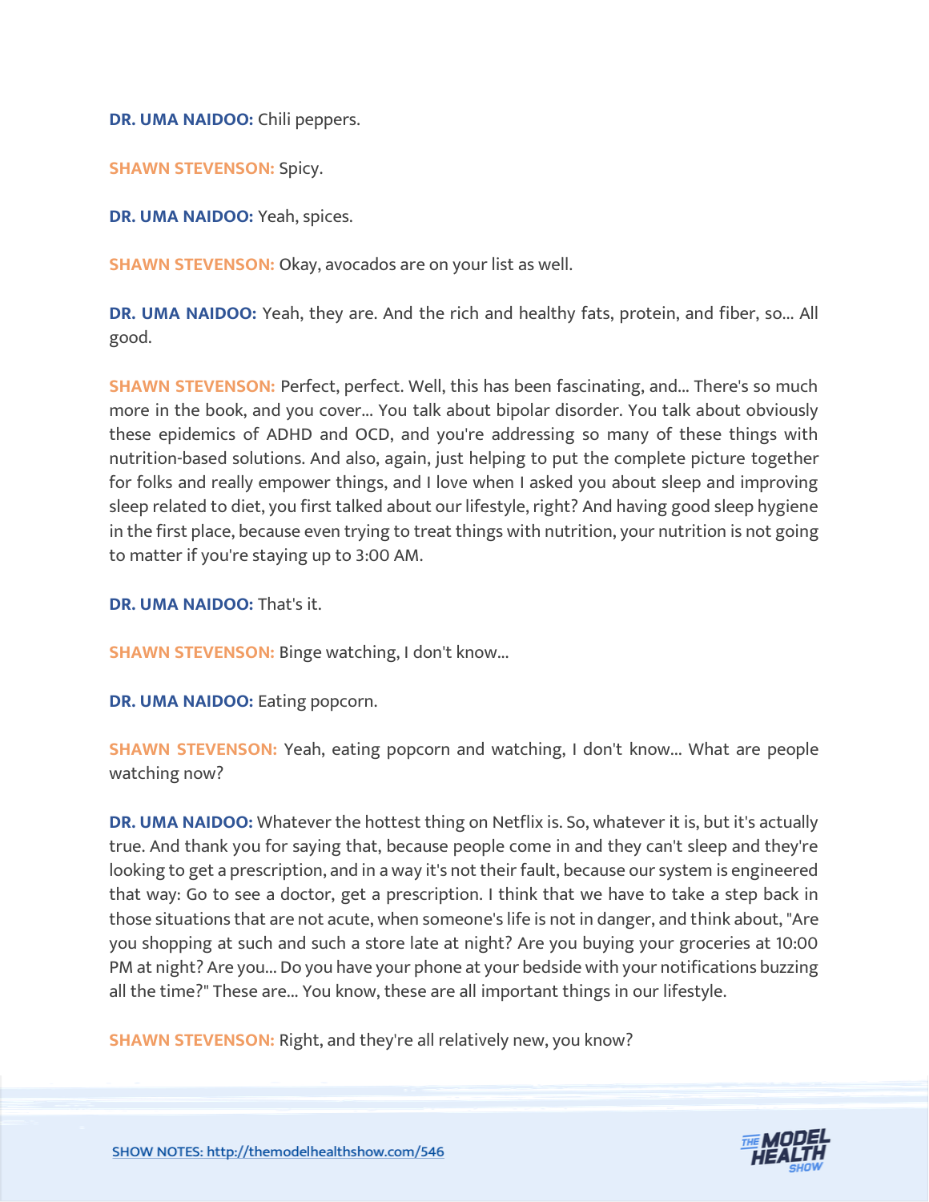**DR. UMA NAIDOO:** Chili peppers.

**SHAWN STEVENSON:** Spicy.

**DR. UMA NAIDOO:** Yeah, spices.

**SHAWN STEVENSON:** Okay, avocados are on your list as well.

**DR. UMA NAIDOO:** Yeah, they are. And the rich and healthy fats, protein, and fiber, so... All good.

**SHAWN STEVENSON:** Perfect, perfect. Well, this has been fascinating, and... There's so much more in the book, and you cover... You talk about bipolar disorder. You talk about obviously these epidemics of ADHD and OCD, and you're addressing so many of these things with nutrition-based solutions. And also, again, just helping to put the complete picture together for folks and really empower things, and I love when I asked you about sleep and improving sleep related to diet, you first talked about our lifestyle, right? And having good sleep hygiene in the first place, because even trying to treat things with nutrition, your nutrition is not going to matter if you're staying up to 3:00 AM.

**DR. UMA NAIDOO:** That's it.

**SHAWN STEVENSON:** Binge watching, I don't know...

**DR. UMA NAIDOO:** Eating popcorn.

**SHAWN STEVENSON:** Yeah, eating popcorn and watching, I don't know... What are people watching now?

**DR. UMA NAIDOO:** Whatever the hottest thing on Netflix is. So, whatever it is, but it's actually true. And thank you for saying that, because people come in and they can't sleep and they're looking to get a prescription, and in a way it's not their fault, because our system is engineered that way: Go to see a doctor, get a prescription. I think that we have to take a step back in those situations that are not acute, when someone's life is not in danger, and think about, "Are you shopping at such and such a store late at night? Are you buying your groceries at 10:00 PM at night? Are you... Do you have your phone at your bedside with your notifications buzzing all the time?" These are... You know, these are all important things in our lifestyle.

**SHAWN STEVENSON:** Right, and they're all relatively new, you know?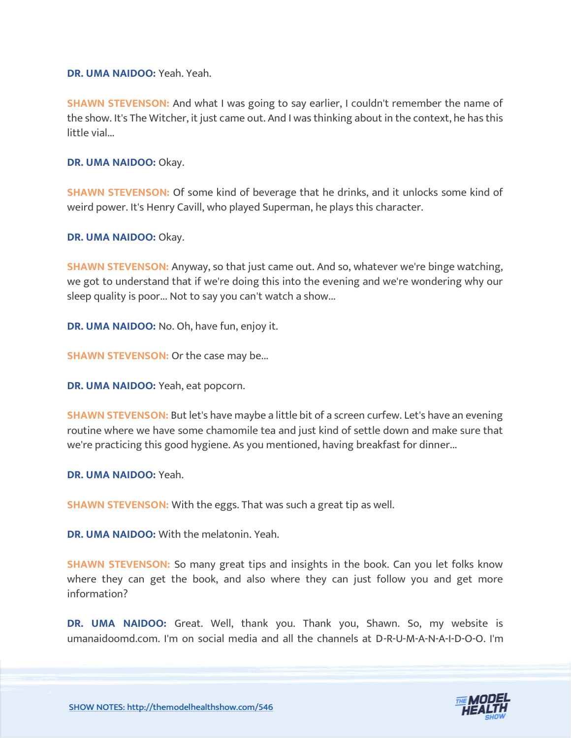**DR. UMA NAIDOO:** Yeah. Yeah.

**SHAWN STEVENSON:** And what I was going to say earlier, I couldn't remember the name of the show. It's The Witcher, it just came out. And I was thinking about in the context, he has this little vial...

**DR. UMA NAIDOO:** Okay.

**SHAWN STEVENSON:** Of some kind of beverage that he drinks, and it unlocks some kind of weird power. It's Henry Cavill, who played Superman, he plays this character.

**DR. UMA NAIDOO:** Okay.

**SHAWN STEVENSON:** Anyway, so that just came out. And so, whatever we're binge watching, we got to understand that if we're doing this into the evening and we're wondering why our sleep quality is poor... Not to say you can't watch a show...

**DR. UMA NAIDOO:** No. Oh, have fun, enjoy it.

**SHAWN STEVENSON:** Or the case may be...

**DR. UMA NAIDOO:** Yeah, eat popcorn.

**SHAWN STEVENSON:** But let's have maybe a little bit of a screen curfew. Let's have an evening routine where we have some chamomile tea and just kind of settle down and make sure that we're practicing this good hygiene. As you mentioned, having breakfast for dinner...

**DR. UMA NAIDOO:** Yeah.

**SHAWN STEVENSON:** With the eggs. That was such a great tip as well.

**DR. UMA NAIDOO:** With the melatonin. Yeah.

**SHAWN STEVENSON:** So many great tips and insights in the book. Can you let folks know where they can get the book, and also where they can just follow you and get more information?

**DR. UMA NAIDOO:** Great. Well, thank you. Thank you, Shawn. So, my website is umanaidoomd.com. I'm on social media and all the channels at D-R-U-M-A-N-A-I-D-O-O. I'm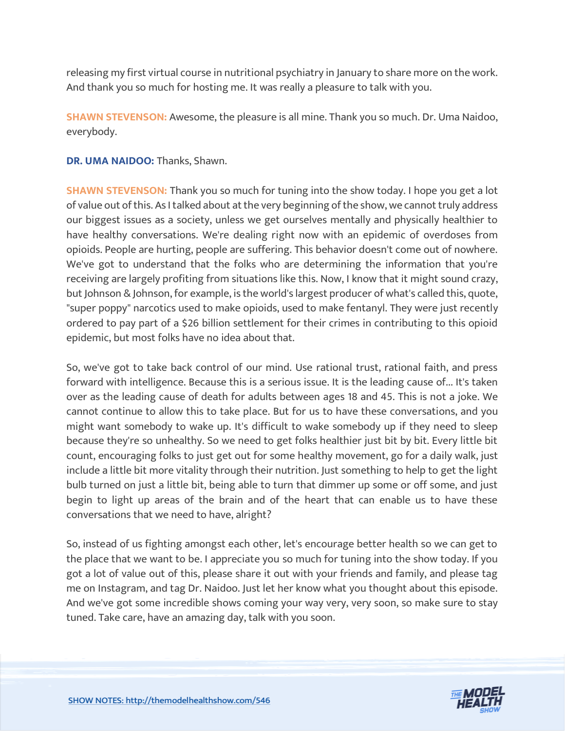releasing my first virtual course in nutritional psychiatry in January to share more on the work. And thank you so much for hosting me. It was really a pleasure to talk with you.

**SHAWN STEVENSON:** Awesome, the pleasure is all mine. Thank you so much. Dr. Uma Naidoo, everybody.

**DR. UMA NAIDOO:** Thanks, Shawn.

**SHAWN STEVENSON:** Thank you so much for tuning into the show today. I hope you get a lot of value out of this. As I talked about at the very beginning of the show, we cannot truly address our biggest issues as a society, unless we get ourselves mentally and physically healthier to have healthy conversations. We're dealing right now with an epidemic of overdoses from opioids. People are hurting, people are suffering. This behavior doesn't come out of nowhere. We've got to understand that the folks who are determining the information that you're receiving are largely profiting from situations like this. Now, I know that it might sound crazy, but Johnson & Johnson, for example, is the world's largest producer of what's called this, quote, "super poppy" narcotics used to make opioids, used to make fentanyl. They were just recently ordered to pay part of a $26 billion settlement for their crimes in contributing to this opioid epidemic, but most folks have no idea about that.

So, we've got to take back control of our mind. Use rational trust, rational faith, and press forward with intelligence. Because this is a serious issue. It is the leading cause of... It's taken over as the leading cause of death for adults between ages 18 and 45. This is not a joke. We cannot continue to allow this to take place. But for us to have these conversations, and you might want somebody to wake up. It's difficult to wake somebody up if they need to sleep because they're so unhealthy. So we need to get folks healthier just bit by bit. Every little bit count, encouraging folks to just get out for some healthy movement, go for a daily walk, just include a little bit more vitality through their nutrition. Just something to help to get the light bulb turned on just a little bit, being able to turn that dimmer up some or off some, and just begin to light up areas of the brain and of the heart that can enable us to have these conversations that we need to have, alright?

So, instead of us fighting amongst each other, let's encourage better health so we can get to the place that we want to be. I appreciate you so much for tuning into the show today. If you got a lot of value out of this, please share it out with your friends and family, and please tag me on Instagram, and tag Dr. Naidoo. Just let her know what you thought about this episode. And we've got some incredible shows coming your way very, very soon, so make sure to stay tuned. Take care, have an amazing day, talk with you soon.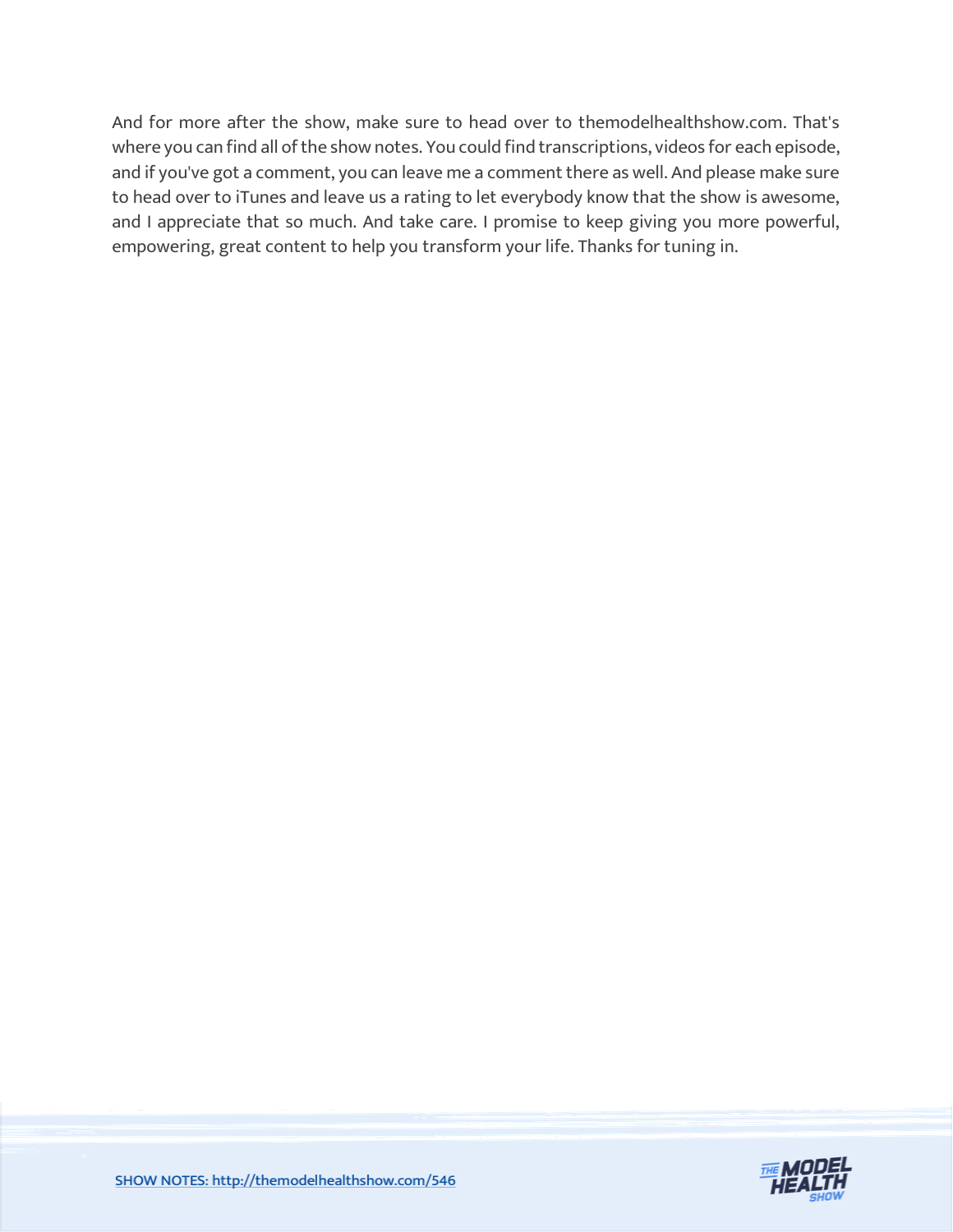And for more after the show, make sure to head over to themodelhealthshow.com. That's where you can find all of the show notes. You could find transcriptions, videos for each episode, and if you've got a comment, you can leave me a comment there as well. And please make sure to head over to iTunes and leave us a rating to let everybody know that the show is awesome, and I appreciate that so much. And take care. I promise to keep giving you more powerful, empowering, great content to help you transform your life. Thanks for tuning in.